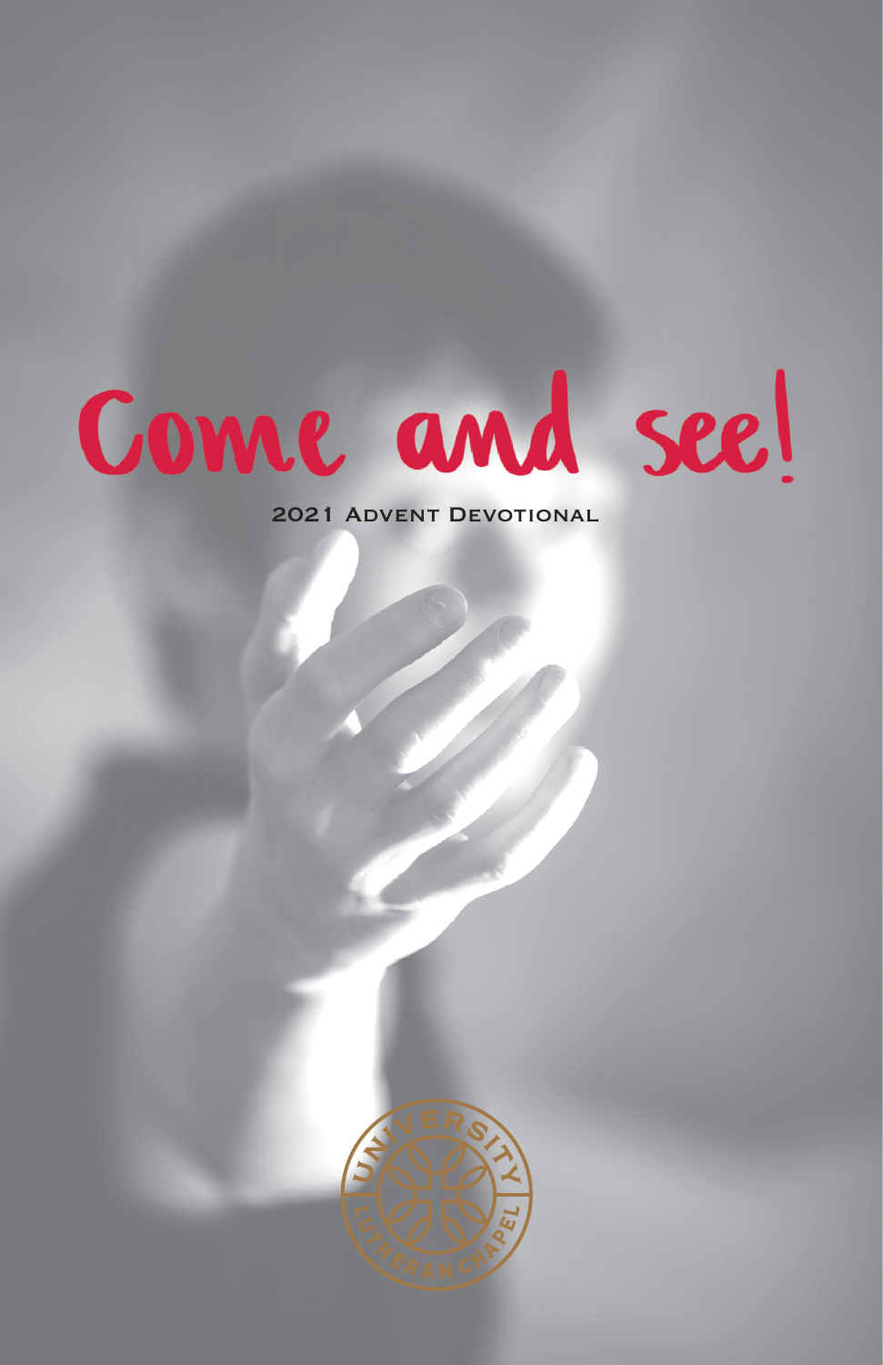# Come and see!

2021 Advent Devotional

University Lutheran Chapel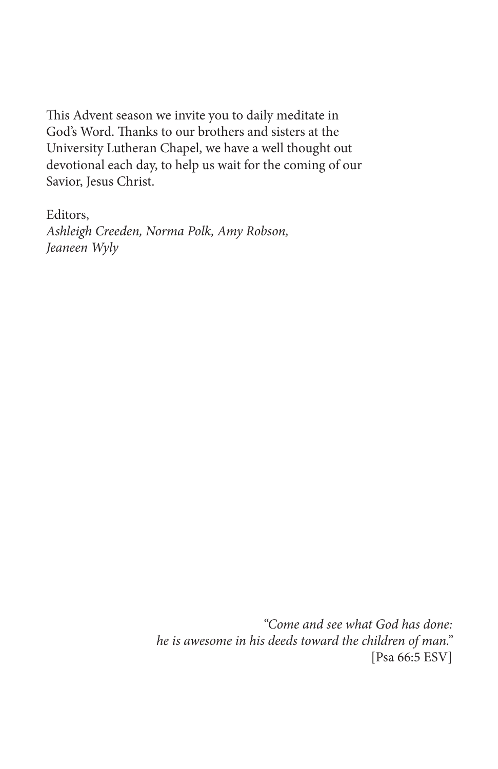This Advent season we invite you to daily meditate in God's Word. Thanks to our brothers and sisters at the University Lutheran Chapel, we have a well thought out devotional each day, to help us wait for the coming of our Savior, Jesus Christ.

Editors,
*Ashleigh Creeden, Norma Polk, Amy Robson, Jeaneen Wyly*

*"Come and see what God has done:*
*he is awesome in his deeds toward the children of man."*
[Psa 66:5 ESV]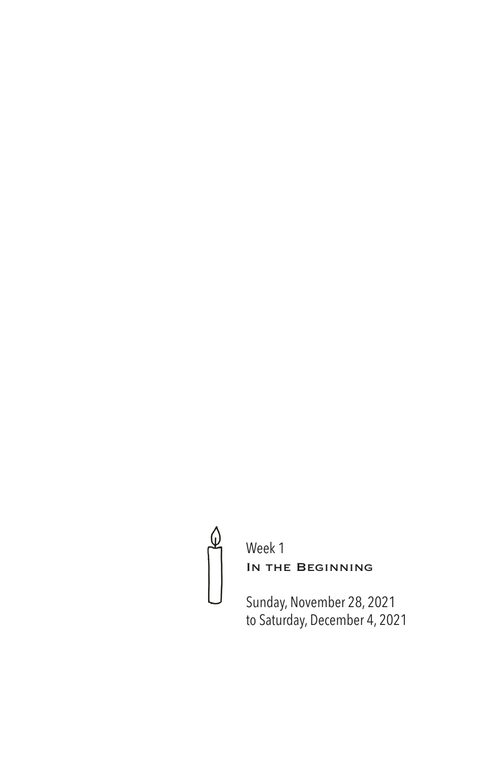Week 1

## In the Beginning

Sunday, November 28, 2021
to Saturday, December 4, 2021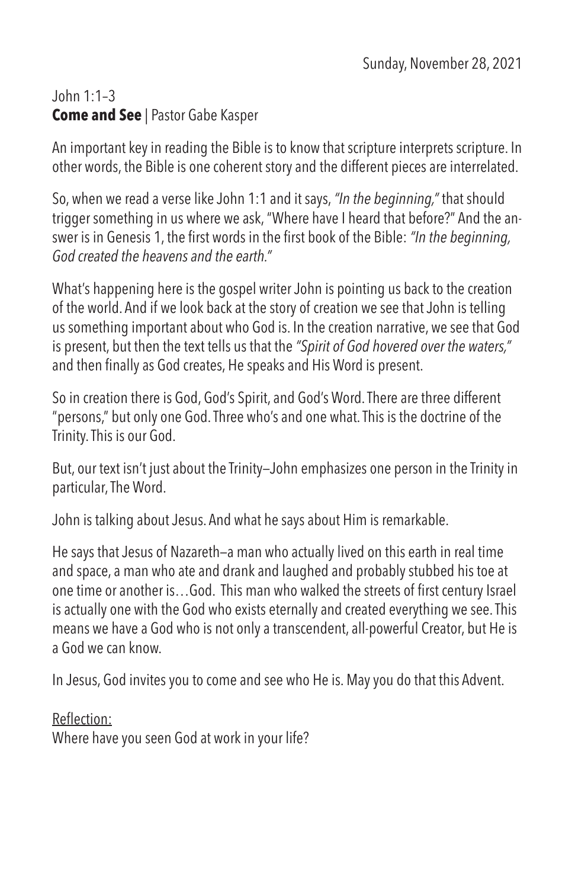Sunday, November 28, 2021

John 1:1–3

**Come and See** | Pastor Gabe Kasper

An important key in reading the Bible is to know that scripture interprets scripture. In other words, the Bible is one coherent story and the different pieces are interrelated.

So, when we read a verse like John 1:1 and it says, *"In the beginning,"* that should trigger something in us where we ask, "Where have I heard that before?" And the answer is in Genesis 1, the first words in the first book of the Bible: *"In the beginning, God created the heavens and the earth."*

What's happening here is the gospel writer John is pointing us back to the creation of the world. And if we look back at the story of creation we see that John is telling us something important about who God is. In the creation narrative, we see that God is present, but then the text tells us that the *"Spirit of God hovered over the waters,"* and then finally as God creates, He speaks and His Word is present.

So in creation there is God, God's Spirit, and God's Word. There are three different "persons," but only one God. Three who's and one what. This is the doctrine of the Trinity. This is our God.

But, our text isn't just about the Trinity—John emphasizes one person in the Trinity in particular, The Word.

John is talking about Jesus. And what he says about Him is remarkable.

He says that Jesus of Nazareth—a man who actually lived on this earth in real time and space, a man who ate and drank and laughed and probably stubbed his toe at one time or another is…God. This man who walked the streets of first century Israel is actually one with the God who exists eternally and created everything we see. This means we have a God who is not only a transcendent, all-powerful Creator, but He is a God we can know.

In Jesus, God invites you to come and see who He is. May you do that this Advent.

Reflection:

Where have you seen God at work in your life?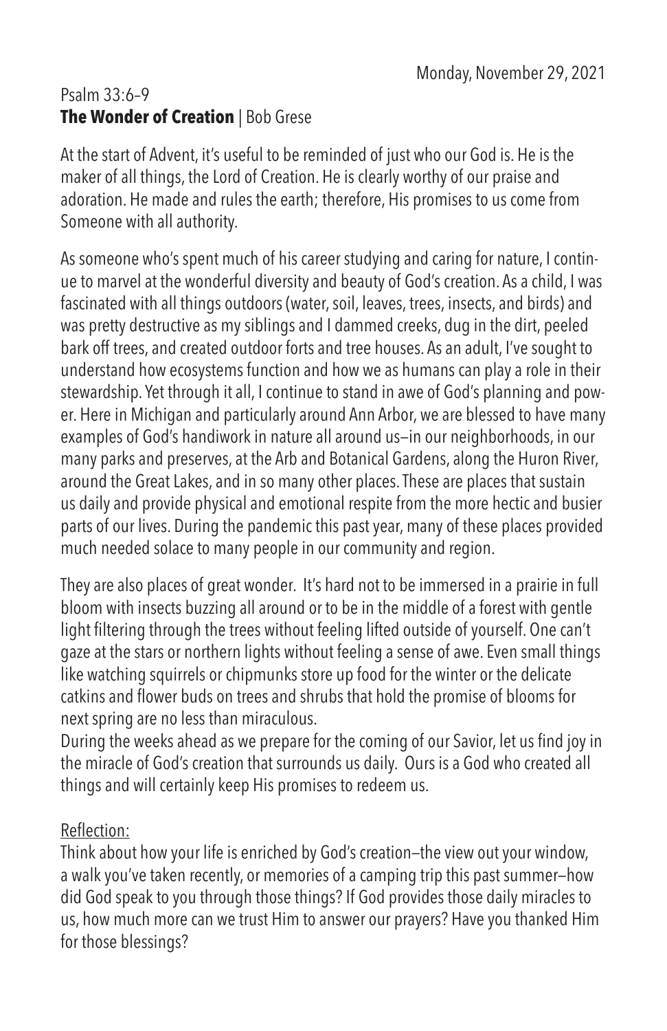Monday, November 29, 2021

Psalm 33:6–9

**The Wonder of Creation** | Bob Grese

At the start of Advent, it's useful to be reminded of just who our God is. He is the maker of all things, the Lord of Creation. He is clearly worthy of our praise and adoration. He made and rules the earth; therefore, His promises to us come from Someone with all authority.

As someone who's spent much of his career studying and caring for nature, I continue to marvel at the wonderful diversity and beauty of God's creation. As a child, I was fascinated with all things outdoors (water, soil, leaves, trees, insects, and birds) and was pretty destructive as my siblings and I dammed creeks, dug in the dirt, peeled bark off trees, and created outdoor forts and tree houses. As an adult, I've sought to understand how ecosystems function and how we as humans can play a role in their stewardship. Yet through it all, I continue to stand in awe of God's planning and power. Here in Michigan and particularly around Ann Arbor, we are blessed to have many examples of God's handiwork in nature all around us—in our neighborhoods, in our many parks and preserves, at the Arb and Botanical Gardens, along the Huron River, around the Great Lakes, and in so many other places. These are places that sustain us daily and provide physical and emotional respite from the more hectic and busier parts of our lives. During the pandemic this past year, many of these places provided much needed solace to many people in our community and region.

They are also places of great wonder. It's hard not to be immersed in a prairie in full bloom with insects buzzing all around or to be in the middle of a forest with gentle light filtering through the trees without feeling lifted outside of yourself. One can't gaze at the stars or northern lights without feeling a sense of awe. Even small things like watching squirrels or chipmunks store up food for the winter or the delicate catkins and flower buds on trees and shrubs that hold the promise of blooms for next spring are no less than miraculous.

During the weeks ahead as we prepare for the coming of our Savior, let us find joy in the miracle of God's creation that surrounds us daily. Ours is a God who created all things and will certainly keep His promises to redeem us.

Reflection:

Think about how your life is enriched by God's creation—the view out your window, a walk you've taken recently, or memories of a camping trip this past summer—how did God speak to you through those things? If God provides those daily miracles to us, how much more can we trust Him to answer our prayers? Have you thanked Him for those blessings?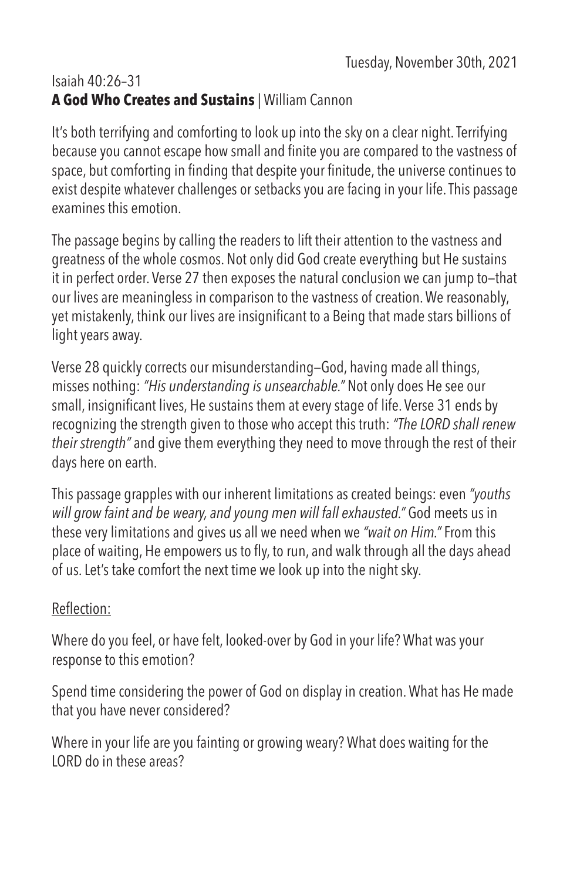Tuesday, November 30th, 2021

Isaiah 40:26–31

**A God Who Creates and Sustains** | William Cannon

It's both terrifying and comforting to look up into the sky on a clear night. Terrifying because you cannot escape how small and finite you are compared to the vastness of space, but comforting in finding that despite your finitude, the universe continues to exist despite whatever challenges or setbacks you are facing in your life. This passage examines this emotion.

The passage begins by calling the readers to lift their attention to the vastness and greatness of the whole cosmos. Not only did God create everything but He sustains it in perfect order. Verse 27 then exposes the natural conclusion we can jump to—that our lives are meaningless in comparison to the vastness of creation. We reasonably, yet mistakenly, think our lives are insignificant to a Being that made stars billions of light years away.

Verse 28 quickly corrects our misunderstanding—God, having made all things, misses nothing: *"His understanding is unsearchable."* Not only does He see our small, insignificant lives, He sustains them at every stage of life. Verse 31 ends by recognizing the strength given to those who accept this truth: *"The LORD shall renew their strength"* and give them everything they need to move through the rest of their days here on earth.

This passage grapples with our inherent limitations as created beings: even *"youths will grow faint and be weary, and young men will fall exhausted."* God meets us in these very limitations and gives us all we need when we *"wait on Him."* From this place of waiting, He empowers us to fly, to run, and walk through all the days ahead of us. Let's take comfort the next time we look up into the night sky.

Reflection:

Where do you feel, or have felt, looked-over by God in your life? What was your response to this emotion?

Spend time considering the power of God on display in creation. What has He made that you have never considered?

Where in your life are you fainting or growing weary? What does waiting for the LORD do in these areas?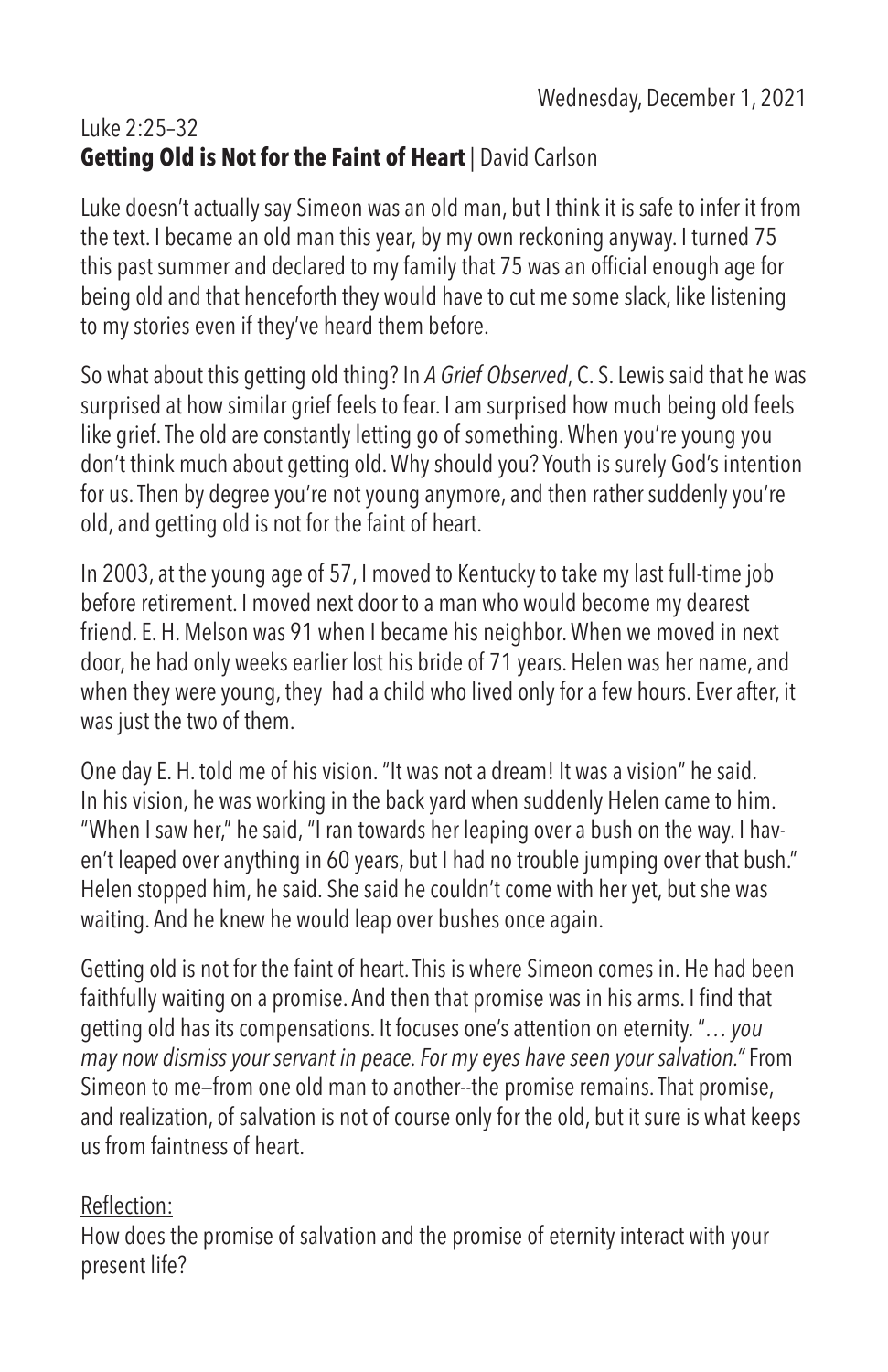Wednesday, December 1, 2021

Luke 2:25–32

**Getting Old is Not for the Faint of Heart** | David Carlson

Luke doesn't actually say Simeon was an old man, but I think it is safe to infer it from the text. I became an old man this year, by my own reckoning anyway. I turned 75 this past summer and declared to my family that 75 was an official enough age for being old and that henceforth they would have to cut me some slack, like listening to my stories even if they've heard them before.

So what about this getting old thing? In *A Grief Observed*, C. S. Lewis said that he was surprised at how similar grief feels to fear. I am surprised how much being old feels like grief. The old are constantly letting go of something. When you're young you don't think much about getting old. Why should you? Youth is surely God's intention for us. Then by degree you're not young anymore, and then rather suddenly you're old, and getting old is not for the faint of heart.

In 2003, at the young age of 57, I moved to Kentucky to take my last full-time job before retirement. I moved next door to a man who would become my dearest friend. E. H. Melson was 91 when I became his neighbor. When we moved in next door, he had only weeks earlier lost his bride of 71 years. Helen was her name, and when they were young, they had a child who lived only for a few hours. Ever after, it was just the two of them.

One day E. H. told me of his vision. "It was not a dream! It was a vision" he said. In his vision, he was working in the back yard when suddenly Helen came to him. "When I saw her," he said, "I ran towards her leaping over a bush on the way. I haven't leaped over anything in 60 years, but I had no trouble jumping over that bush." Helen stopped him, he said. She said he couldn't come with her yet, but she was waiting. And he knew he would leap over bushes once again.

Getting old is not for the faint of heart. This is where Simeon comes in. He had been faithfully waiting on a promise. And then that promise was in his arms. I find that getting old has its compensations. It focuses one's attention on eternity. "*… you may now dismiss your servant in peace. For my eyes have seen your salvation.*" From Simeon to me—from one old man to another--the promise remains. That promise, and realization, of salvation is not of course only for the old, but it sure is what keeps us from faintness of heart.

Reflection:

How does the promise of salvation and the promise of eternity interact with your present life?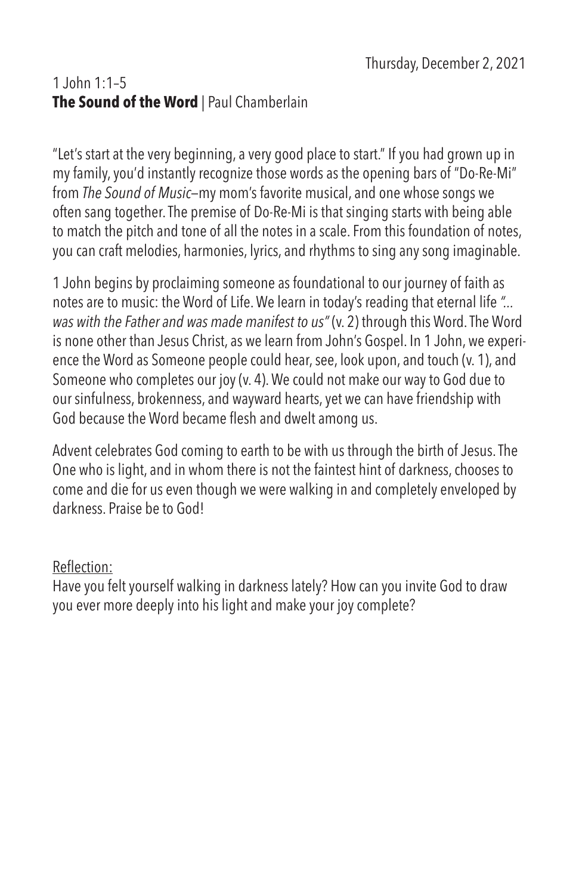Thursday, December 2, 2021

1 John 1:1–5
**The Sound of the Word** | Paul Chamberlain

"Let's start at the very beginning, a very good place to start." If you had grown up in my family, you'd instantly recognize those words as the opening bars of "Do-Re-Mi" from *The Sound of Music*—my mom's favorite musical, and one whose songs we often sang together. The premise of Do-Re-Mi is that singing starts with being able to match the pitch and tone of all the notes in a scale. From this foundation of notes, you can craft melodies, harmonies, lyrics, and rhythms to sing any song imaginable.

1 John begins by proclaiming someone as foundational to our journey of faith as notes are to music: the Word of Life. We learn in today's reading that eternal life *"... was with the Father and was made manifest to us"* (v. 2) through this Word. The Word is none other than Jesus Christ, as we learn from John's Gospel. In 1 John, we experience the Word as Someone people could hear, see, look upon, and touch (v. 1), and Someone who completes our joy (v. 4). We could not make our way to God due to our sinfulness, brokenness, and wayward hearts, yet we can have friendship with God because the Word became flesh and dwelt among us.

Advent celebrates God coming to earth to be with us through the birth of Jesus. The One who is light, and in whom there is not the faintest hint of darkness, chooses to come and die for us even though we were walking in and completely enveloped by darkness. Praise be to God!

Reflection:
Have you felt yourself walking in darkness lately? How can you invite God to draw you ever more deeply into his light and make your joy complete?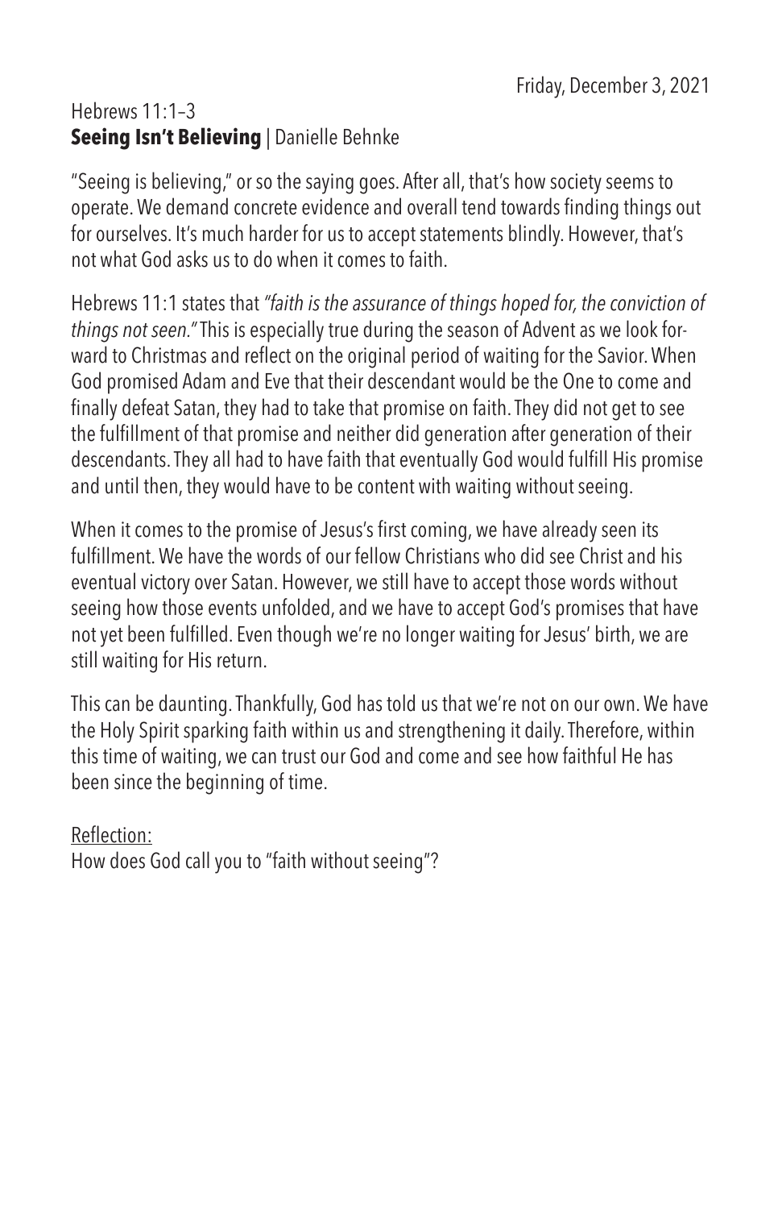Friday, December 3, 2021

Hebrews 11:1–3

**Seeing Isn't Believing** | Danielle Behnke

"Seeing is believing," or so the saying goes. After all, that's how society seems to operate. We demand concrete evidence and overall tend towards finding things out for ourselves. It's much harder for us to accept statements blindly. However, that's not what God asks us to do when it comes to faith.

Hebrews 11:1 states that *"faith is the assurance of things hoped for, the conviction of things not seen."* This is especially true during the season of Advent as we look forward to Christmas and reflect on the original period of waiting for the Savior. When God promised Adam and Eve that their descendant would be the One to come and finally defeat Satan, they had to take that promise on faith. They did not get to see the fulfillment of that promise and neither did generation after generation of their descendants. They all had to have faith that eventually God would fulfill His promise and until then, they would have to be content with waiting without seeing.

When it comes to the promise of Jesus's first coming, we have already seen its fulfillment. We have the words of our fellow Christians who did see Christ and his eventual victory over Satan. However, we still have to accept those words without seeing how those events unfolded, and we have to accept God's promises that have not yet been fulfilled. Even though we're no longer waiting for Jesus' birth, we are still waiting for His return.

This can be daunting. Thankfully, God has told us that we're not on our own. We have the Holy Spirit sparking faith within us and strengthening it daily. Therefore, within this time of waiting, we can trust our God and come and see how faithful He has been since the beginning of time.

Reflection:

How does God call you to "faith without seeing"?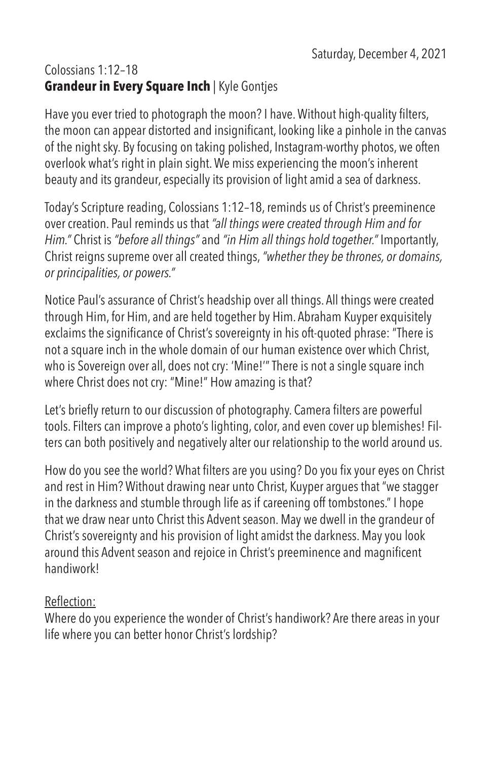Saturday, December 4, 2021

Colossians 1:12–18

## **Grandeur in Every Square Inch** | Kyle Gontjes

Have you ever tried to photograph the moon? I have. Without high-quality filters, the moon can appear distorted and insignificant, looking like a pinhole in the canvas of the night sky. By focusing on taking polished, Instagram-worthy photos, we often overlook what's right in plain sight. We miss experiencing the moon's inherent beauty and its grandeur, especially its provision of light amid a sea of darkness.

Today's Scripture reading, Colossians 1:12–18, reminds us of Christ's preeminence over creation. Paul reminds us that *"all things were created through Him and for Him."* Christ is *"before all things"* and *"in Him all things hold together."* Importantly, Christ reigns supreme over all created things, *"whether they be thrones, or domains, or principalities, or powers."*

Notice Paul's assurance of Christ's headship over all things. All things were created through Him, for Him, and are held together by Him. Abraham Kuyper exquisitely exclaims the significance of Christ's sovereignty in his oft-quoted phrase: "There is not a square inch in the whole domain of our human existence over which Christ, who is Sovereign over all, does not cry: 'Mine!'" There is not a single square inch where Christ does not cry: "Mine!" How amazing is that?

Let's briefly return to our discussion of photography. Camera filters are powerful tools. Filters can improve a photo's lighting, color, and even cover up blemishes! Filters can both positively and negatively alter our relationship to the world around us.

How do you see the world? What filters are you using? Do you fix your eyes on Christ and rest in Him? Without drawing near unto Christ, Kuyper argues that "we stagger in the darkness and stumble through life as if careening off tombstones." I hope that we draw near unto Christ this Advent season. May we dwell in the grandeur of Christ's sovereignty and his provision of light amidst the darkness. May you look around this Advent season and rejoice in Christ's preeminence and magnificent handiwork!

Reflection:

Where do you experience the wonder of Christ's handiwork? Are there areas in your life where you can better honor Christ's lordship?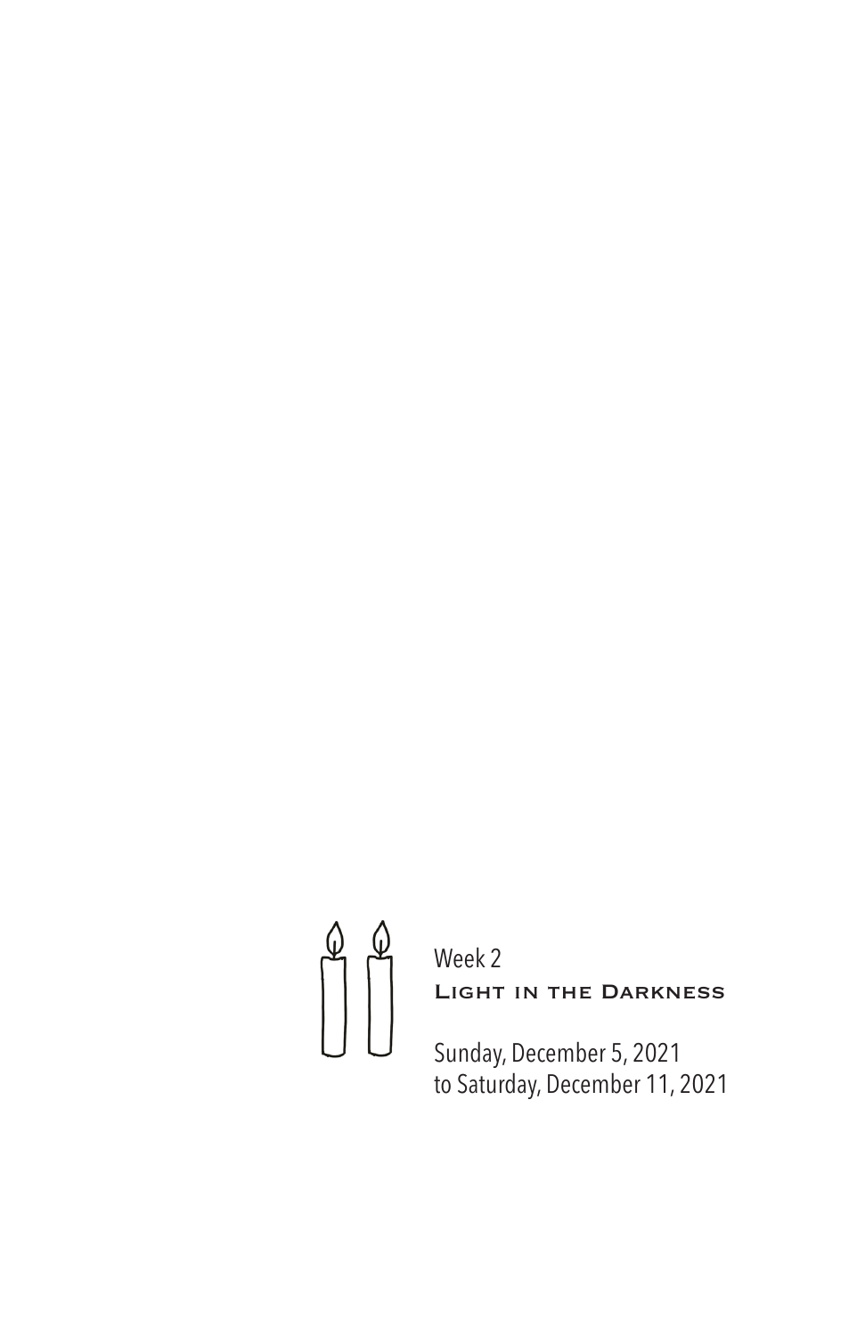Week 2

## Light in the Darkness

Sunday, December 5, 2021
to Saturday, December 11, 2021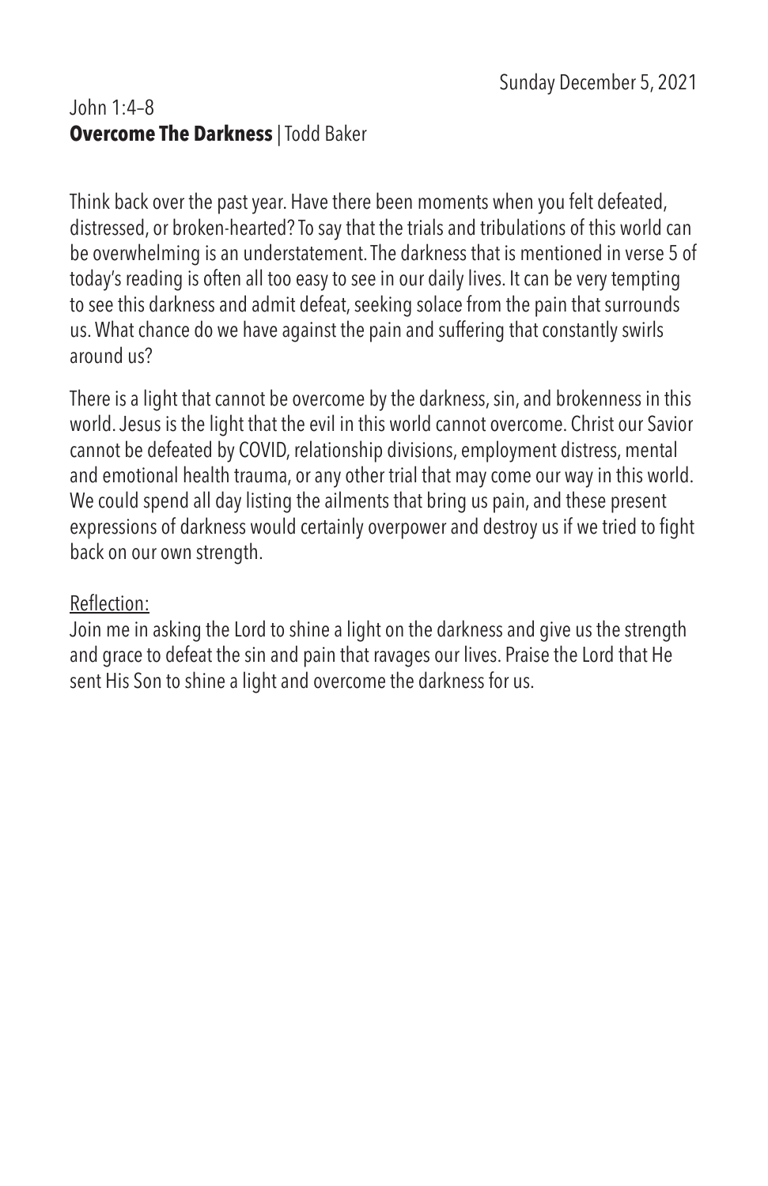Sunday December 5, 2021

John 1:4–8

**Overcome The Darkness** | Todd Baker

Think back over the past year. Have there been moments when you felt defeated, distressed, or broken-hearted? To say that the trials and tribulations of this world can be overwhelming is an understatement. The darkness that is mentioned in verse 5 of today's reading is often all too easy to see in our daily lives. It can be very tempting to see this darkness and admit defeat, seeking solace from the pain that surrounds us. What chance do we have against the pain and suffering that constantly swirls around us?

There is a light that cannot be overcome by the darkness, sin, and brokenness in this world. Jesus is the light that the evil in this world cannot overcome. Christ our Savior cannot be defeated by COVID, relationship divisions, employment distress, mental and emotional health trauma, or any other trial that may come our way in this world. We could spend all day listing the ailments that bring us pain, and these present expressions of darkness would certainly overpower and destroy us if we tried to fight back on our own strength.

<u>Reflection:</u>

Join me in asking the Lord to shine a light on the darkness and give us the strength and grace to defeat the sin and pain that ravages our lives. Praise the Lord that He sent His Son to shine a light and overcome the darkness for us.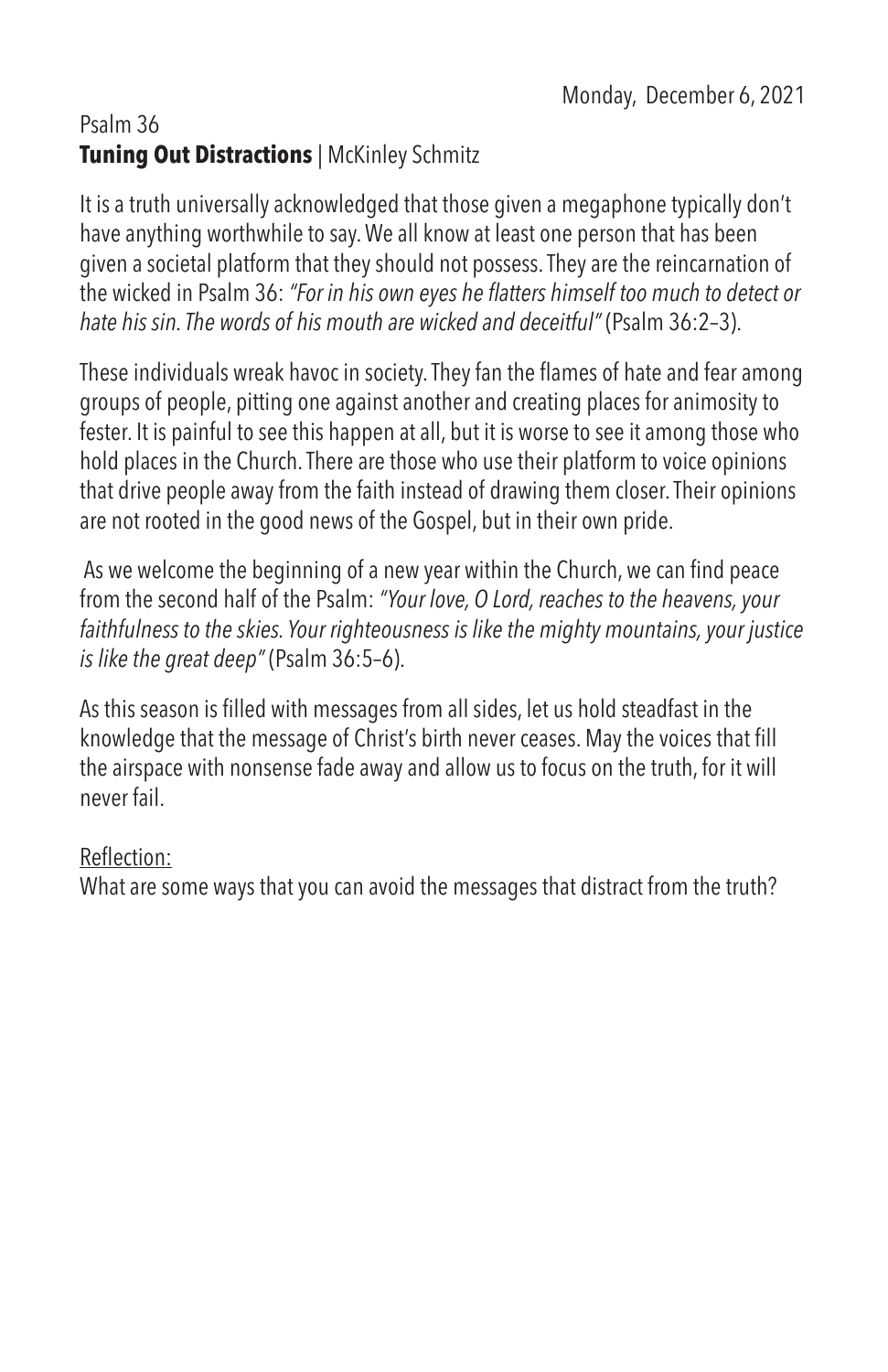Monday, December 6, 2021

Psalm 36

## **Tuning Out Distractions** | McKinley Schmitz

It is a truth universally acknowledged that those given a megaphone typically don't have anything worthwhile to say. We all know at least one person that has been given a societal platform that they should not possess. They are the reincarnation of the wicked in Psalm 36: *"For in his own eyes he flatters himself too much to detect or hate his sin. The words of his mouth are wicked and deceitful"* (Psalm 36:2–3).

These individuals wreak havoc in society. They fan the flames of hate and fear among groups of people, pitting one against another and creating places for animosity to fester. It is painful to see this happen at all, but it is worse to see it among those who hold places in the Church. There are those who use their platform to voice opinions that drive people away from the faith instead of drawing them closer. Their opinions are not rooted in the good news of the Gospel, but in their own pride.

As we welcome the beginning of a new year within the Church, we can find peace from the second half of the Psalm: *"Your love, O Lord, reaches to the heavens, your faithfulness to the skies. Your righteousness is like the mighty mountains, your justice is like the great deep"* (Psalm 36:5–6).

As this season is filled with messages from all sides, let us hold steadfast in the knowledge that the message of Christ's birth never ceases. May the voices that fill the airspace with nonsense fade away and allow us to focus on the truth, for it will never fail.

Reflection:

What are some ways that you can avoid the messages that distract from the truth?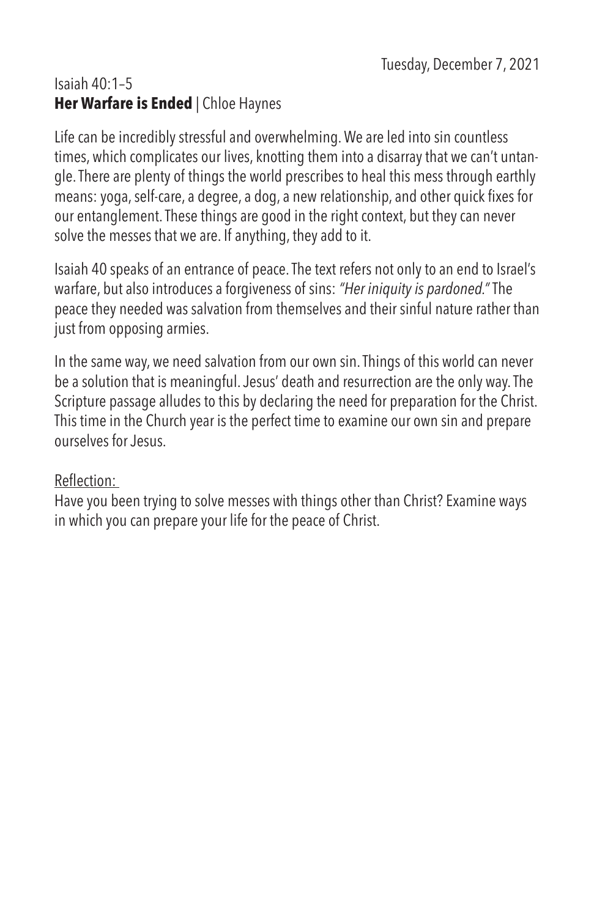Tuesday, December 7, 2021

Isaiah 40:1–5

**Her Warfare is Ended** | Chloe Haynes

Life can be incredibly stressful and overwhelming. We are led into sin countless times, which complicates our lives, knotting them into a disarray that we can't untangle. There are plenty of things the world prescribes to heal this mess through earthly means: yoga, self-care, a degree, a dog, a new relationship, and other quick fixes for our entanglement. These things are good in the right context, but they can never solve the messes that we are. If anything, they add to it.

Isaiah 40 speaks of an entrance of peace. The text refers not only to an end to Israel's warfare, but also introduces a forgiveness of sins: *"Her iniquity is pardoned."* The peace they needed was salvation from themselves and their sinful nature rather than just from opposing armies.

In the same way, we need salvation from our own sin. Things of this world can never be a solution that is meaningful. Jesus' death and resurrection are the only way. The Scripture passage alludes to this by declaring the need for preparation for the Christ. This time in the Church year is the perfect time to examine our own sin and prepare ourselves for Jesus.

<u>Reflection:</u>

Have you been trying to solve messes with things other than Christ? Examine ways in which you can prepare your life for the peace of Christ.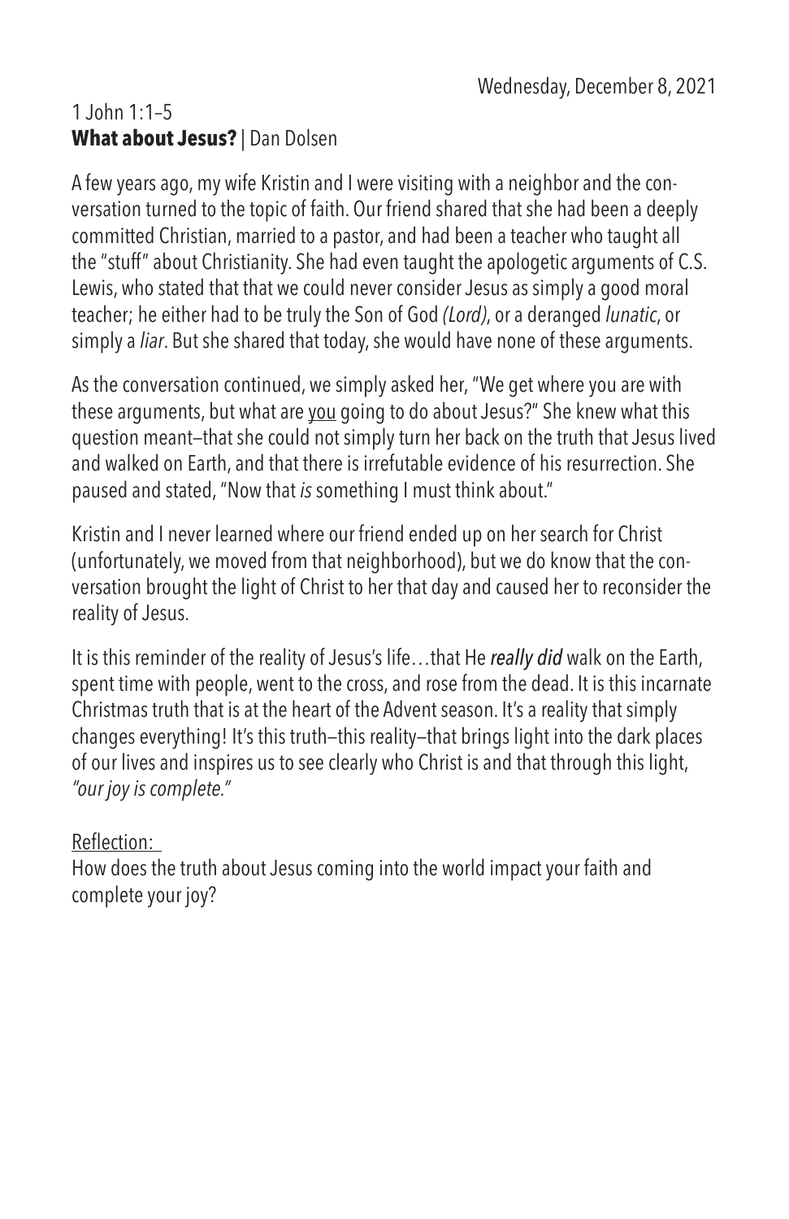Wednesday, December 8, 2021

1 John 1:1–5

**What about Jesus?** | Dan Dolsen

A few years ago, my wife Kristin and I were visiting with a neighbor and the conversation turned to the topic of faith. Our friend shared that she had been a deeply committed Christian, married to a pastor, and had been a teacher who taught all the "stuff" about Christianity. She had even taught the apologetic arguments of C.S. Lewis, who stated that that we could never consider Jesus as simply a good moral teacher; he either had to be truly the Son of God *(Lord)*, or a deranged *lunatic*, or simply a *liar*. But she shared that today, she would have none of these arguments.

As the conversation continued, we simply asked her, "We get where you are with these arguments, but what are <u>you</u> going to do about Jesus?" She knew what this question meant—that she could not simply turn her back on the truth that Jesus lived and walked on Earth, and that there is irrefutable evidence of his resurrection. She paused and stated, "Now that *is* something I must think about."

Kristin and I never learned where our friend ended up on her search for Christ (unfortunately, we moved from that neighborhood), but we do know that the conversation brought the light of Christ to her that day and caused her to reconsider the reality of Jesus.

It is this reminder of the reality of Jesus's life…that He ***really did*** walk on the Earth, spent time with people, went to the cross, and rose from the dead. It is this incarnate Christmas truth that is at the heart of the Advent season. It's a reality that simply changes everything! It's this truth—this reality—that brings light into the dark places of our lives and inspires us to see clearly who Christ is and that through this light, *"our joy is complete."*

<u>Reflection:</u>

How does the truth about Jesus coming into the world impact your faith and complete your joy?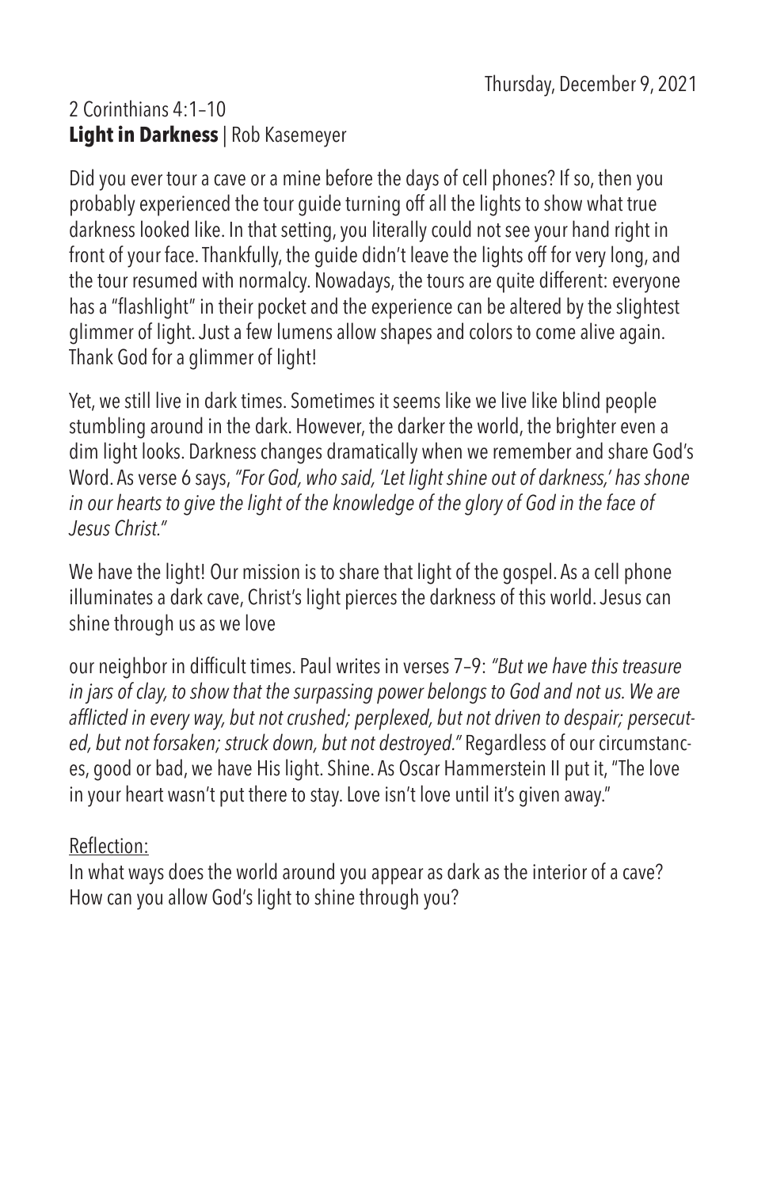Thursday, December 9, 2021

2 Corinthians 4:1–10

**Light in Darkness** | Rob Kasemeyer

Did you ever tour a cave or a mine before the days of cell phones? If so, then you probably experienced the tour guide turning off all the lights to show what true darkness looked like. In that setting, you literally could not see your hand right in front of your face. Thankfully, the guide didn't leave the lights off for very long, and the tour resumed with normalcy. Nowadays, the tours are quite different: everyone has a "flashlight" in their pocket and the experience can be altered by the slightest glimmer of light. Just a few lumens allow shapes and colors to come alive again. Thank God for a glimmer of light!

Yet, we still live in dark times. Sometimes it seems like we live like blind people stumbling around in the dark. However, the darker the world, the brighter even a dim light looks. Darkness changes dramatically when we remember and share God's Word. As verse 6 says, *"For God, who said, 'Let light shine out of darkness,' has shone in our hearts to give the light of the knowledge of the glory of God in the face of Jesus Christ."*

We have the light! Our mission is to share that light of the gospel. As a cell phone illuminates a dark cave, Christ's light pierces the darkness of this world. Jesus can shine through us as we love our neighbor in difficult times. Paul writes in verses 7–9: *"But we have this treasure in jars of clay, to show that the surpassing power belongs to God and not us. We are afflicted in every way, but not crushed; perplexed, but not driven to despair; persecuted, but not forsaken; struck down, but not destroyed."* Regardless of our circumstances, good or bad, we have His light. Shine. As Oscar Hammerstein II put it, "The love in your heart wasn't put there to stay. Love isn't love until it's given away."

Reflection:

In what ways does the world around you appear as dark as the interior of a cave? How can you allow God's light to shine through you?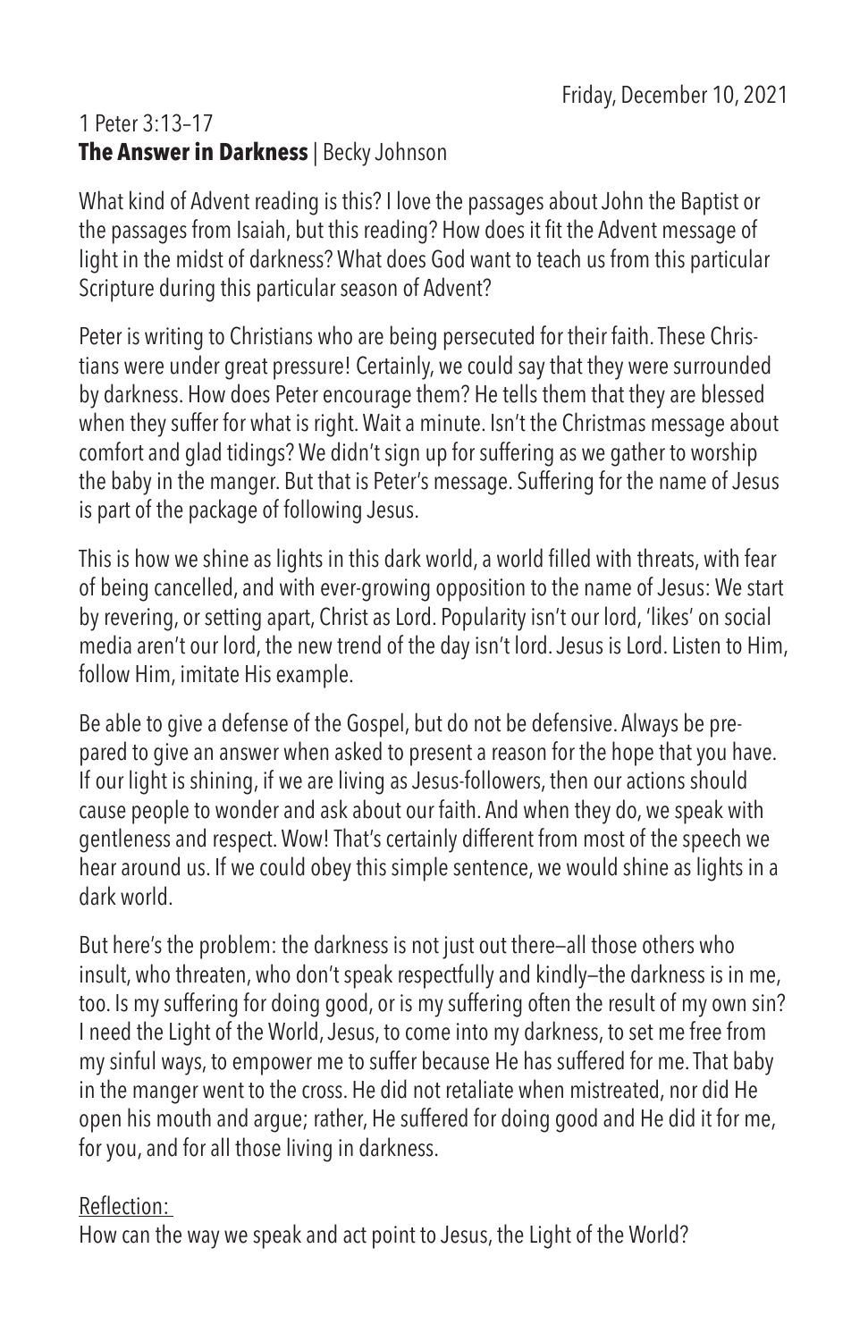Friday, December 10, 2021

1 Peter 3:13–17
**The Answer in Darkness** | Becky Johnson

What kind of Advent reading is this? I love the passages about John the Baptist or the passages from Isaiah, but this reading? How does it fit the Advent message of light in the midst of darkness? What does God want to teach us from this particular Scripture during this particular season of Advent?

Peter is writing to Christians who are being persecuted for their faith. These Christians were under great pressure! Certainly, we could say that they were surrounded by darkness. How does Peter encourage them? He tells them that they are blessed when they suffer for what is right. Wait a minute. Isn't the Christmas message about comfort and glad tidings? We didn't sign up for suffering as we gather to worship the baby in the manger. But that is Peter's message. Suffering for the name of Jesus is part of the package of following Jesus.

This is how we shine as lights in this dark world, a world filled with threats, with fear of being cancelled, and with ever-growing opposition to the name of Jesus: We start by revering, or setting apart, Christ as Lord. Popularity isn't our lord, 'likes' on social media aren't our lord, the new trend of the day isn't lord. Jesus is Lord. Listen to Him, follow Him, imitate His example.

Be able to give a defense of the Gospel, but do not be defensive. Always be prepared to give an answer when asked to present a reason for the hope that you have. If our light is shining, if we are living as Jesus-followers, then our actions should cause people to wonder and ask about our faith. And when they do, we speak with gentleness and respect. Wow! That's certainly different from most of the speech we hear around us. If we could obey this simple sentence, we would shine as lights in a dark world.

But here's the problem: the darkness is not just out there—all those others who insult, who threaten, who don't speak respectfully and kindly—the darkness is in me, too. Is my suffering for doing good, or is my suffering often the result of my own sin? I need the Light of the World, Jesus, to come into my darkness, to set me free from my sinful ways, to empower me to suffer because He has suffered for me. That baby in the manger went to the cross. He did not retaliate when mistreated, nor did He open his mouth and argue; rather, He suffered for doing good and He did it for me, for you, and for all those living in darkness.

Reflection:

How can the way we speak and act point to Jesus, the Light of the World?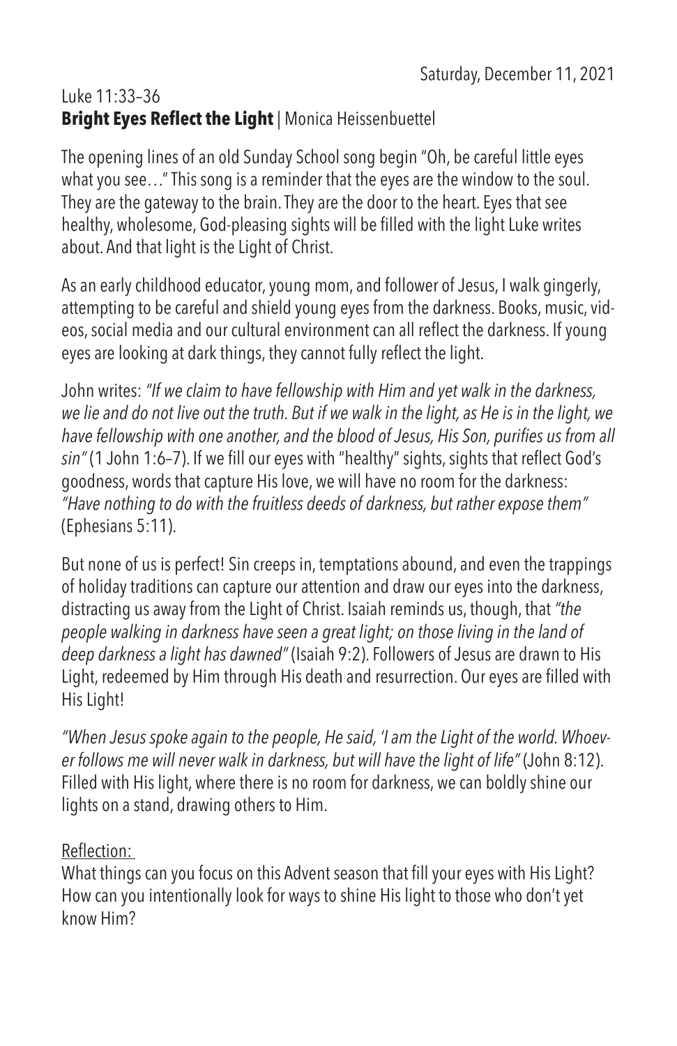Saturday, December 11, 2021

Luke 11:33–36

**Bright Eyes Reflect the Light** | Monica Heissenbuettel

The opening lines of an old Sunday School song begin "Oh, be careful little eyes what you see…" This song is a reminder that the eyes are the window to the soul. They are the gateway to the brain. They are the door to the heart. Eyes that see healthy, wholesome, God-pleasing sights will be filled with the light Luke writes about. And that light is the Light of Christ.

As an early childhood educator, young mom, and follower of Jesus, I walk gingerly, attempting to be careful and shield young eyes from the darkness. Books, music, videos, social media and our cultural environment can all reflect the darkness. If young eyes are looking at dark things, they cannot fully reflect the light.

John writes: *"If we claim to have fellowship with Him and yet walk in the darkness, we lie and do not live out the truth. But if we walk in the light, as He is in the light, we have fellowship with one another, and the blood of Jesus, His Son, purifies us from all sin"* (1 John 1:6–7). If we fill our eyes with "healthy" sights, sights that reflect God's goodness, words that capture His love, we will have no room for the darkness: *"Have nothing to do with the fruitless deeds of darkness, but rather expose them"* (Ephesians 5:11).

But none of us is perfect! Sin creeps in, temptations abound, and even the trappings of holiday traditions can capture our attention and draw our eyes into the darkness, distracting us away from the Light of Christ. Isaiah reminds us, though, that *"the people walking in darkness have seen a great light; on those living in the land of deep darkness a light has dawned"* (Isaiah 9:2). Followers of Jesus are drawn to His Light, redeemed by Him through His death and resurrection. Our eyes are filled with His Light!

*"When Jesus spoke again to the people, He said, 'I am the Light of the world. Whoever follows me will never walk in darkness, but will have the light of life"* (John 8:12). Filled with His light, where there is no room for darkness, we can boldly shine our lights on a stand, drawing others to Him.

Reflection:

What things can you focus on this Advent season that fill your eyes with His Light? How can you intentionally look for ways to shine His light to those who don't yet know Him?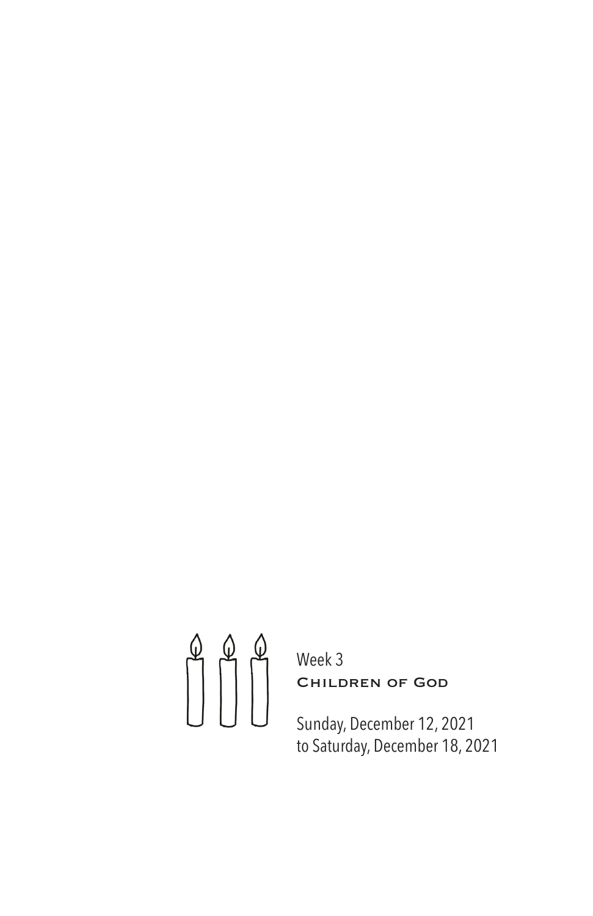Week 3

# Children of God

Sunday, December 12, 2021
to Saturday, December 18, 2021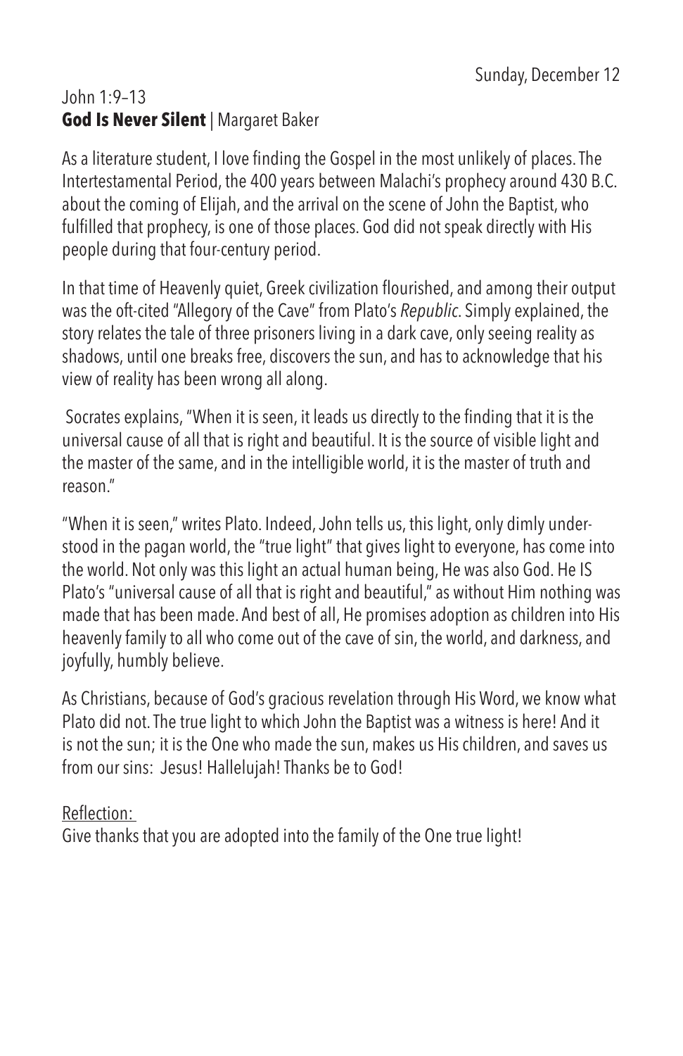Sunday, December 12

John 1:9–13

**God Is Never Silent** | Margaret Baker

As a literature student, I love finding the Gospel in the most unlikely of places. The Intertestamental Period, the 400 years between Malachi's prophecy around 430 B.C. about the coming of Elijah, and the arrival on the scene of John the Baptist, who fulfilled that prophecy, is one of those places. God did not speak directly with His people during that four-century period.

In that time of Heavenly quiet, Greek civilization flourished, and among their output was the oft-cited "Allegory of the Cave" from Plato's *Republic*. Simply explained, the story relates the tale of three prisoners living in a dark cave, only seeing reality as shadows, until one breaks free, discovers the sun, and has to acknowledge that his view of reality has been wrong all along.

Socrates explains, "When it is seen, it leads us directly to the finding that it is the universal cause of all that is right and beautiful. It is the source of visible light and the master of the same, and in the intelligible world, it is the master of truth and reason."

"When it is seen," writes Plato. Indeed, John tells us, this light, only dimly understood in the pagan world, the "true light" that gives light to everyone, has come into the world. Not only was this light an actual human being, He was also God. He IS Plato's "universal cause of all that is right and beautiful," as without Him nothing was made that has been made. And best of all, He promises adoption as children into His heavenly family to all who come out of the cave of sin, the world, and darkness, and joyfully, humbly believe.

As Christians, because of God's gracious revelation through His Word, we know what Plato did not. The true light to which John the Baptist was a witness is here! And it is not the sun; it is the One who made the sun, makes us His children, and saves us from our sins: Jesus! Hallelujah! Thanks be to God!

Reflection:

Give thanks that you are adopted into the family of the One true light!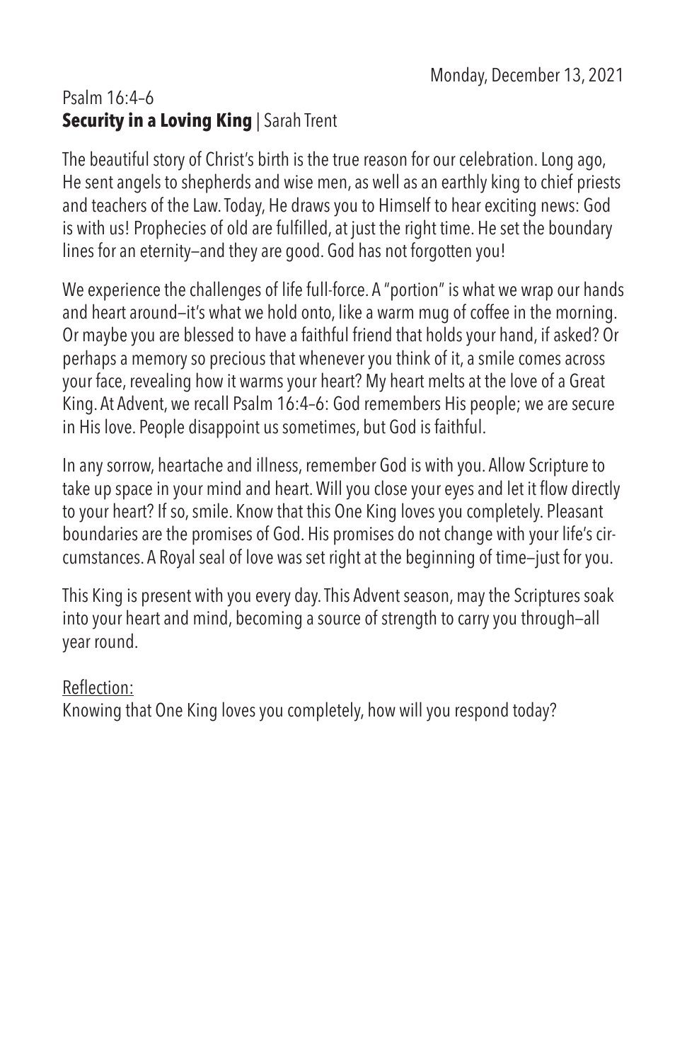Monday, December 13, 2021

Psalm 16:4–6

## **Security in a Loving King** | Sarah Trent

The beautiful story of Christ's birth is the true reason for our celebration. Long ago, He sent angels to shepherds and wise men, as well as an earthly king to chief priests and teachers of the Law. Today, He draws you to Himself to hear exciting news: God is with us! Prophecies of old are fulfilled, at just the right time. He set the boundary lines for an eternity—and they are good. God has not forgotten you!

We experience the challenges of life full-force. A "portion" is what we wrap our hands and heart around—it's what we hold onto, like a warm mug of coffee in the morning. Or maybe you are blessed to have a faithful friend that holds your hand, if asked? Or perhaps a memory so precious that whenever you think of it, a smile comes across your face, revealing how it warms your heart? My heart melts at the love of a Great King. At Advent, we recall Psalm 16:4–6: God remembers His people; we are secure in His love. People disappoint us sometimes, but God is faithful.

In any sorrow, heartache and illness, remember God is with you. Allow Scripture to take up space in your mind and heart. Will you close your eyes and let it flow directly to your heart? If so, smile. Know that this One King loves you completely. Pleasant boundaries are the promises of God. His promises do not change with your life's circumstances. A Royal seal of love was set right at the beginning of time—just for you.

This King is present with you every day. This Advent season, may the Scriptures soak into your heart and mind, becoming a source of strength to carry you through—all year round.

Reflection:

Knowing that One King loves you completely, how will you respond today?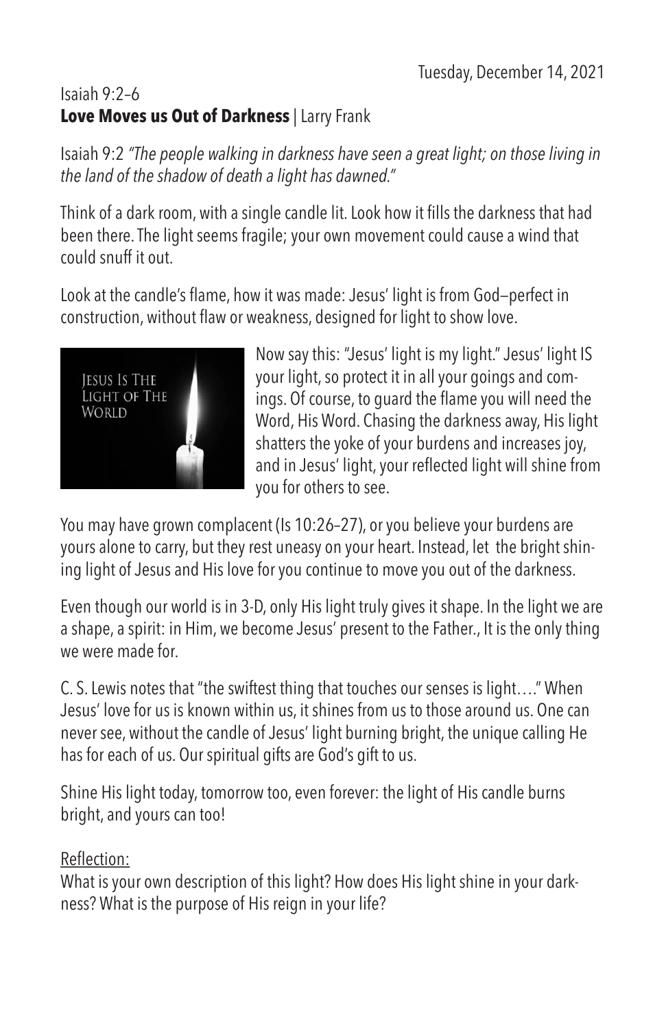Tuesday, December 14, 2021

Isaiah 9:2–6

**Love Moves us Out of Darkness** | Larry Frank

Isaiah 9:2 *"The people walking in darkness have seen a great light; on those living in the land of the shadow of death a light has dawned."*

Think of a dark room, with a single candle lit. Look how it fills the darkness that had been there. The light seems fragile; your own movement could cause a wind that could snuff it out.

Look at the candle's flame, how it was made: Jesus' light is from God—perfect in construction, without flaw or weakness, designed for light to show love.

Now say this: "Jesus' light is my light." Jesus' light IS your light, so protect it in all your goings and comings. Of course, to guard the flame you will need the Word, His Word. Chasing the darkness away, His light shatters the yoke of your burdens and increases joy, and in Jesus' light, your reflected light will shine from you for others to see.

You may have grown complacent (Is 10:26–27), or you believe your burdens are yours alone to carry, but they rest uneasy on your heart. Instead, let the bright shining light of Jesus and His love for you continue to move you out of the darkness.

Even though our world is in 3-D, only His light truly gives it shape. In the light we are a shape, a spirit: in Him, we become Jesus' present to the Father., It is the only thing we were made for.

C. S. Lewis notes that "the swiftest thing that touches our senses is light…." When Jesus' love for us is known within us, it shines from us to those around us. One can never see, without the candle of Jesus' light burning bright, the unique calling He has for each of us. Our spiritual gifts are God's gift to us.

Shine His light today, tomorrow too, even forever: the light of His candle burns bright, and yours can too!

Reflection:

What is your own description of this light? How does His light shine in your darkness? What is the purpose of His reign in your life?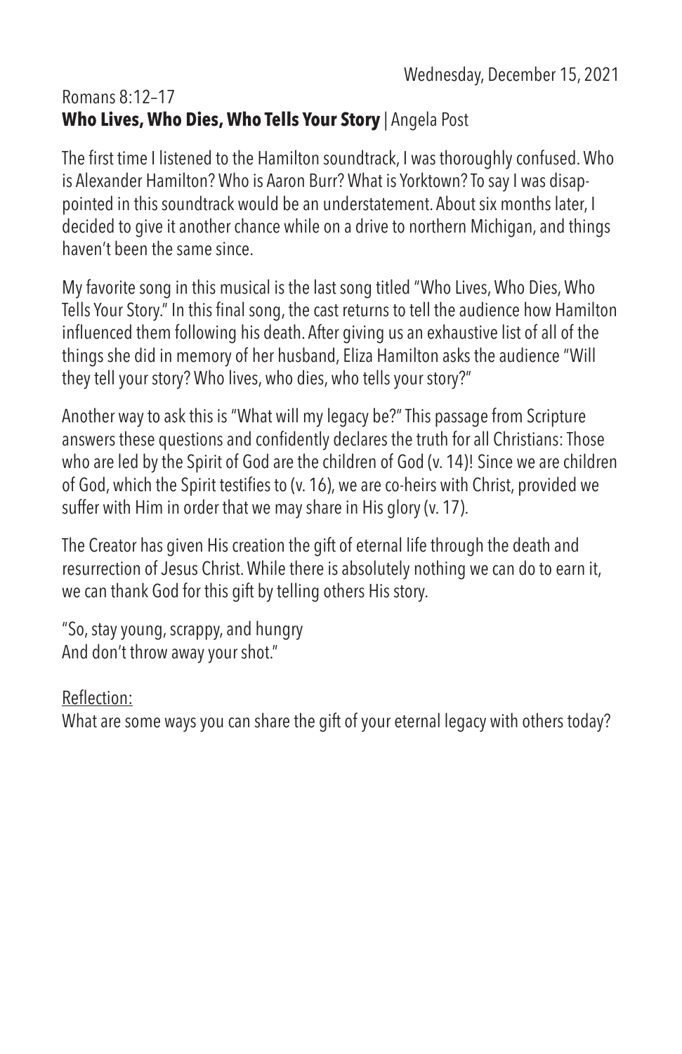Wednesday, December 15, 2021

Romans 8:12–17

**Who Lives, Who Dies, Who Tells Your Story** | Angela Post

The first time I listened to the Hamilton soundtrack, I was thoroughly confused. Who is Alexander Hamilton? Who is Aaron Burr? What is Yorktown? To say I was disappointed in this soundtrack would be an understatement. About six months later, I decided to give it another chance while on a drive to northern Michigan, and things haven't been the same since.

My favorite song in this musical is the last song titled "Who Lives, Who Dies, Who Tells Your Story." In this final song, the cast returns to tell the audience how Hamilton influenced them following his death. After giving us an exhaustive list of all of the things she did in memory of her husband, Eliza Hamilton asks the audience "Will they tell your story? Who lives, who dies, who tells your story?"

Another way to ask this is "What will my legacy be?" This passage from Scripture answers these questions and confidently declares the truth for all Christians: Those who are led by the Spirit of God are the children of God (v. 14)! Since we are children of God, which the Spirit testifies to (v. 16), we are co-heirs with Christ, provided we suffer with Him in order that we may share in His glory (v. 17).

The Creator has given His creation the gift of eternal life through the death and resurrection of Jesus Christ. While there is absolutely nothing we can do to earn it, we can thank God for this gift by telling others His story.

"So, stay young, scrappy, and hungry
And don't throw away your shot."

Reflection:

What are some ways you can share the gift of your eternal legacy with others today?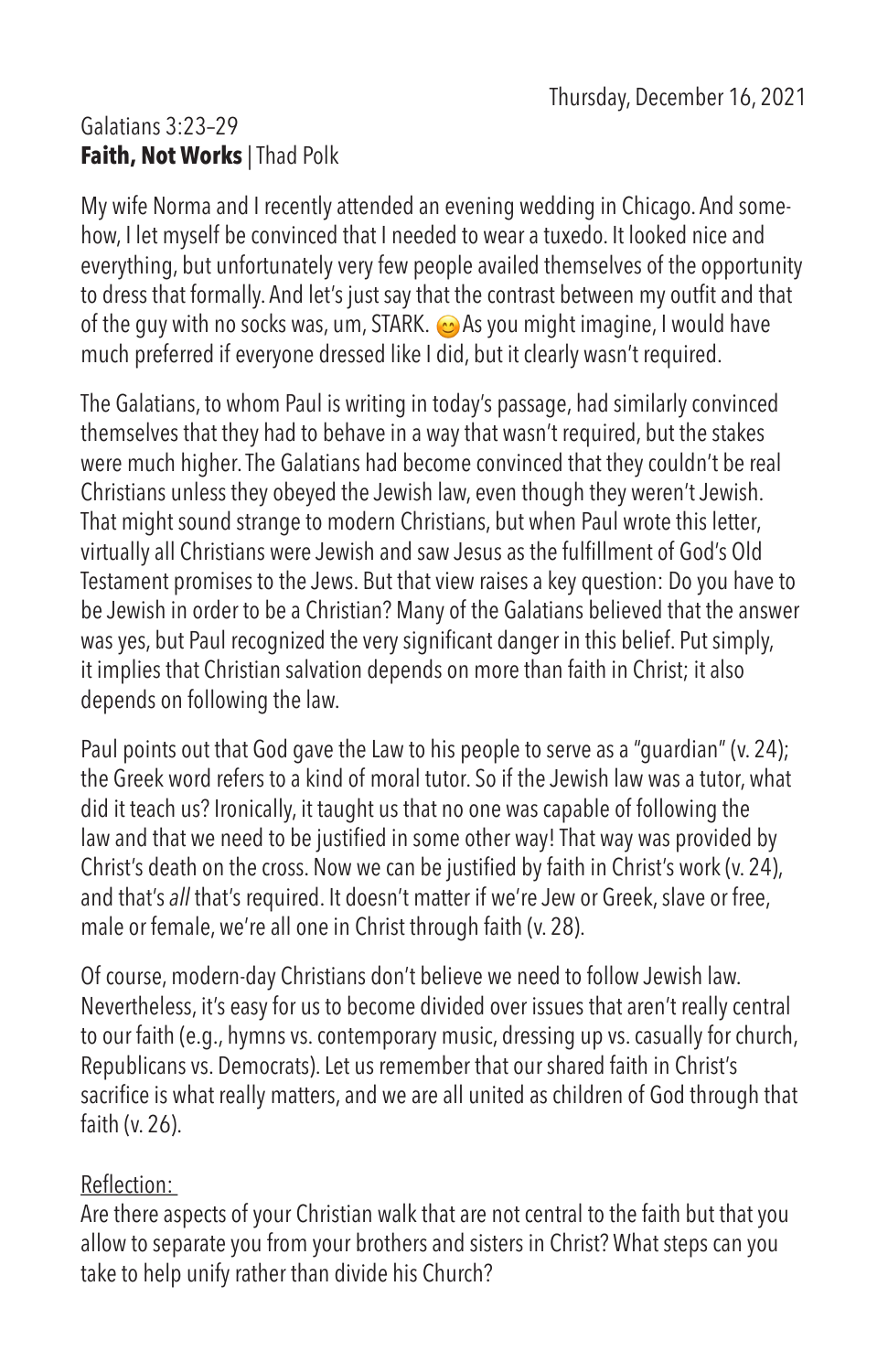Thursday, December 16, 2021

Galatians 3:23–29

**Faith, Not Works** | Thad Polk

My wife Norma and I recently attended an evening wedding in Chicago. And somehow, I let myself be convinced that I needed to wear a tuxedo. It looked nice and everything, but unfortunately very few people availed themselves of the opportunity to dress that formally. And let's just say that the contrast between my outfit and that of the guy with no socks was, um, STARK. 😊 As you might imagine, I would have much preferred if everyone dressed like I did, but it clearly wasn't required.

The Galatians, to whom Paul is writing in today's passage, had similarly convinced themselves that they had to behave in a way that wasn't required, but the stakes were much higher. The Galatians had become convinced that they couldn't be real Christians unless they obeyed the Jewish law, even though they weren't Jewish. That might sound strange to modern Christians, but when Paul wrote this letter, virtually all Christians were Jewish and saw Jesus as the fulfillment of God's Old Testament promises to the Jews. But that view raises a key question: Do you have to be Jewish in order to be a Christian? Many of the Galatians believed that the answer was yes, but Paul recognized the very significant danger in this belief. Put simply, it implies that Christian salvation depends on more than faith in Christ; it also depends on following the law.

Paul points out that God gave the Law to his people to serve as a "guardian" (v. 24); the Greek word refers to a kind of moral tutor. So if the Jewish law was a tutor, what did it teach us? Ironically, it taught us that no one was capable of following the law and that we need to be justified in some other way! That way was provided by Christ's death on the cross. Now we can be justified by faith in Christ's work (v. 24), and that's *all* that's required. It doesn't matter if we're Jew or Greek, slave or free, male or female, we're all one in Christ through faith (v. 28).

Of course, modern-day Christians don't believe we need to follow Jewish law. Nevertheless, it's easy for us to become divided over issues that aren't really central to our faith (e.g., hymns vs. contemporary music, dressing up vs. casually for church, Republicans vs. Democrats). Let us remember that our shared faith in Christ's sacrifice is what really matters, and we are all united as children of God through that faith (v. 26).

<u>Reflection:</u>

Are there aspects of your Christian walk that are not central to the faith but that you allow to separate you from your brothers and sisters in Christ? What steps can you take to help unify rather than divide his Church?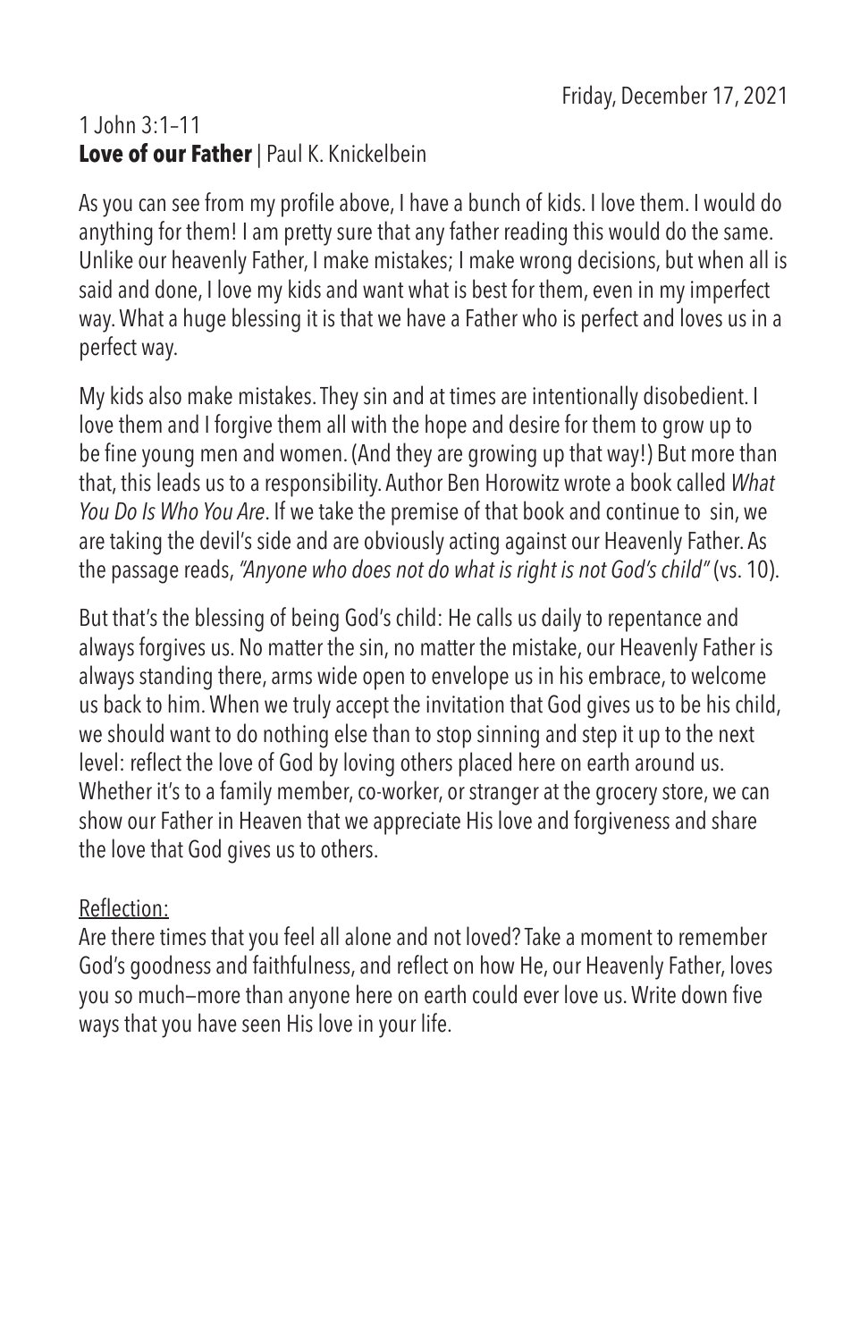Friday, December 17, 2021

1 John 3:1–11
**Love of our Father** | Paul K. Knickelbein

As you can see from my profile above, I have a bunch of kids. I love them. I would do anything for them! I am pretty sure that any father reading this would do the same. Unlike our heavenly Father, I make mistakes; I make wrong decisions, but when all is said and done, I love my kids and want what is best for them, even in my imperfect way. What a huge blessing it is that we have a Father who is perfect and loves us in a perfect way.

My kids also make mistakes. They sin and at times are intentionally disobedient. I love them and I forgive them all with the hope and desire for them to grow up to be fine young men and women. (And they are growing up that way!) But more than that, this leads us to a responsibility. Author Ben Horowitz wrote a book called *What You Do Is Who You Are*. If we take the premise of that book and continue to sin, we are taking the devil's side and are obviously acting against our Heavenly Father. As the passage reads, *"Anyone who does not do what is right is not God's child"* (vs. 10).

But that's the blessing of being God's child: He calls us daily to repentance and always forgives us. No matter the sin, no matter the mistake, our Heavenly Father is always standing there, arms wide open to envelope us in his embrace, to welcome us back to him. When we truly accept the invitation that God gives us to be his child, we should want to do nothing else than to stop sinning and step it up to the next level: reflect the love of God by loving others placed here on earth around us. Whether it's to a family member, co-worker, or stranger at the grocery store, we can show our Father in Heaven that we appreciate His love and forgiveness and share the love that God gives us to others.

Reflection:
Are there times that you feel all alone and not loved? Take a moment to remember God's goodness and faithfulness, and reflect on how He, our Heavenly Father, loves you so much—more than anyone here on earth could ever love us. Write down five ways that you have seen His love in your life.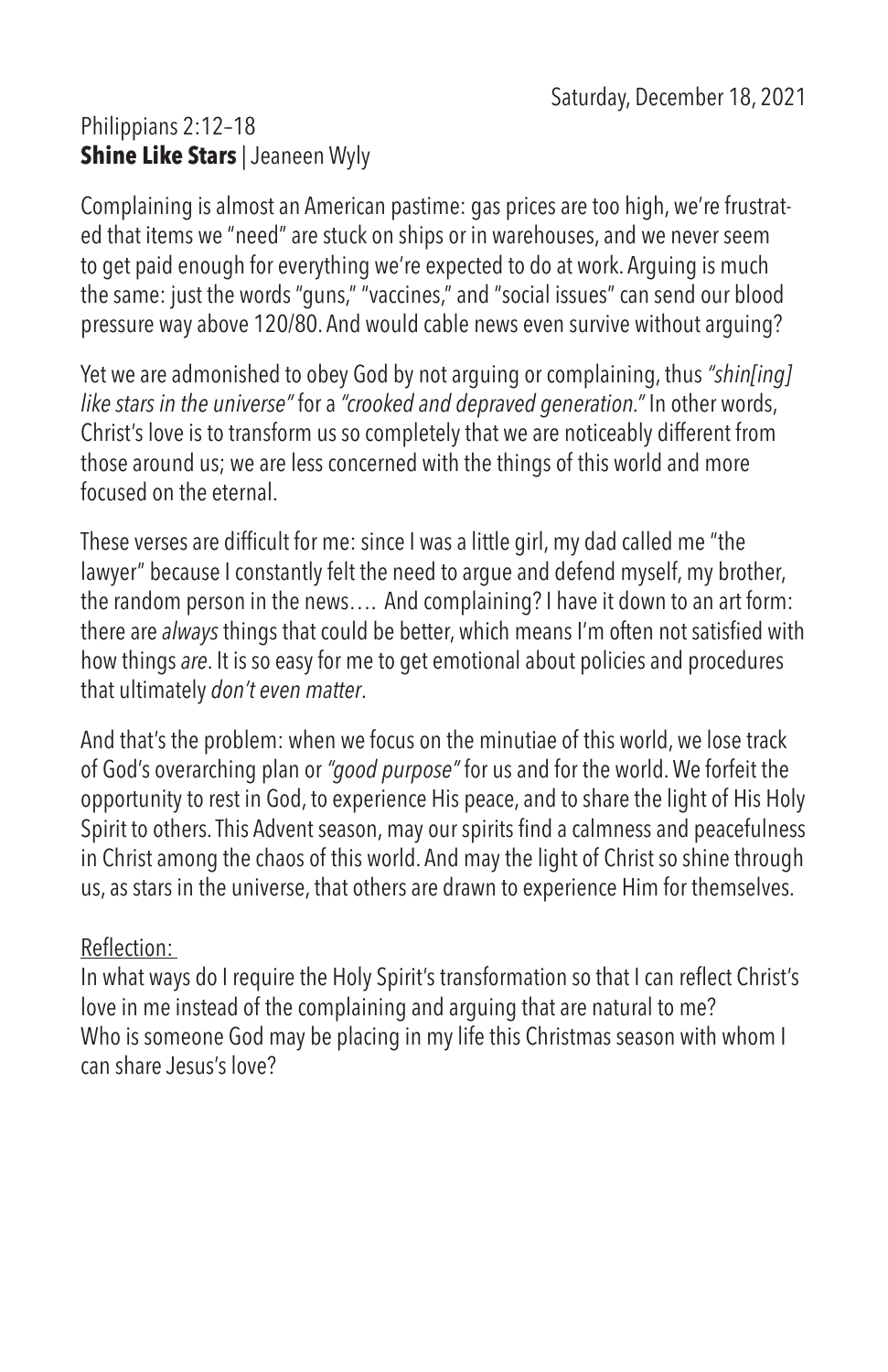Saturday, December 18, 2021

Philippians 2:12–18
**Shine Like Stars** | Jeaneen Wyly

Complaining is almost an American pastime: gas prices are too high, we're frustrated that items we "need" are stuck on ships or in warehouses, and we never seem to get paid enough for everything we're expected to do at work. Arguing is much the same: just the words "guns," "vaccines," and "social issues" can send our blood pressure way above 120/80. And would cable news even survive without arguing?

Yet we are admonished to obey God by not arguing or complaining, thus *"shin[ing] like stars in the universe"* for a *"crooked and depraved generation."* In other words, Christ's love is to transform us so completely that we are noticeably different from those around us; we are less concerned with the things of this world and more focused on the eternal.

These verses are difficult for me: since I was a little girl, my dad called me "the lawyer" because I constantly felt the need to argue and defend myself, my brother, the random person in the news…. And complaining? I have it down to an art form: there are *always* things that could be better, which means I'm often not satisfied with how things *are*. It is so easy for me to get emotional about policies and procedures that ultimately *don't even matter*.

And that's the problem: when we focus on the minutiae of this world, we lose track of God's overarching plan or *"good purpose"* for us and for the world. We forfeit the opportunity to rest in God, to experience His peace, and to share the light of His Holy Spirit to others. This Advent season, may our spirits find a calmness and peacefulness in Christ among the chaos of this world. And may the light of Christ so shine through us, as stars in the universe, that others are drawn to experience Him for themselves.

Reflection:
In what ways do I require the Holy Spirit's transformation so that I can reflect Christ's love in me instead of the complaining and arguing that are natural to me?
Who is someone God may be placing in my life this Christmas season with whom I can share Jesus's love?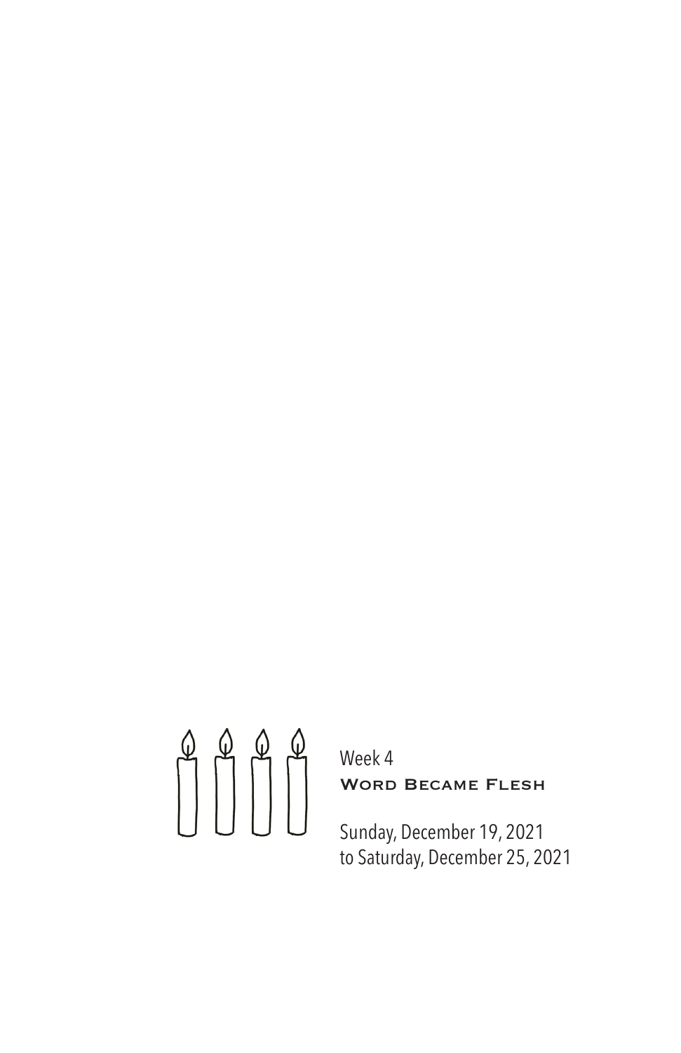Week 4

# Word Became Flesh

Sunday, December 19, 2021
to Saturday, December 25, 2021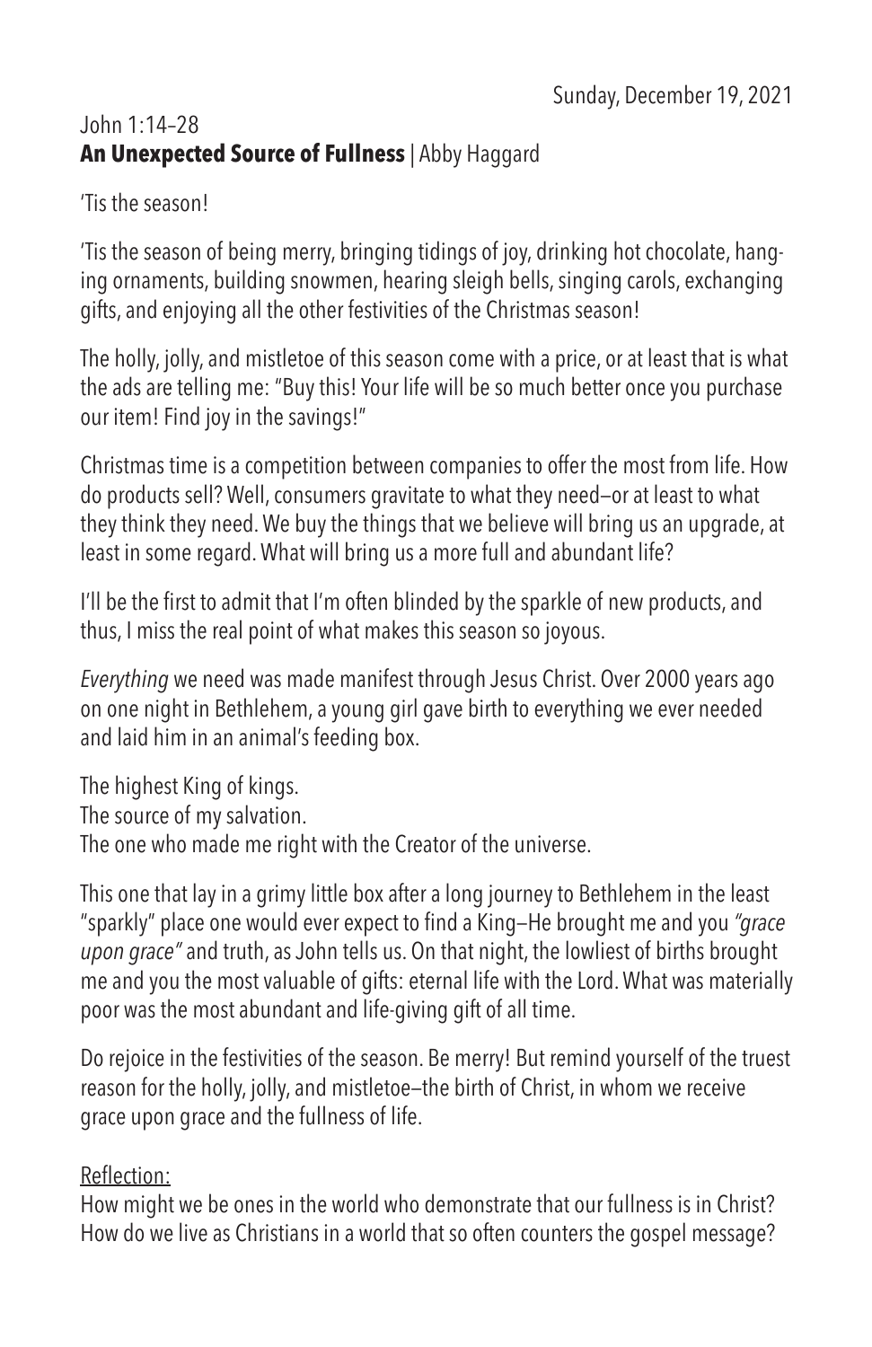Sunday, December 19, 2021

John 1:14–28
**An Unexpected Source of Fullness** | Abby Haggard

'Tis the season!

'Tis the season of being merry, bringing tidings of joy, drinking hot chocolate, hanging ornaments, building snowmen, hearing sleigh bells, singing carols, exchanging gifts, and enjoying all the other festivities of the Christmas season!

The holly, jolly, and mistletoe of this season come with a price, or at least that is what the ads are telling me: "Buy this! Your life will be so much better once you purchase our item! Find joy in the savings!"

Christmas time is a competition between companies to offer the most from life. How do products sell? Well, consumers gravitate to what they need—or at least to what they think they need. We buy the things that we believe will bring us an upgrade, at least in some regard. What will bring us a more full and abundant life?

I'll be the first to admit that I'm often blinded by the sparkle of new products, and thus, I miss the real point of what makes this season so joyous.

*Everything* we need was made manifest through Jesus Christ. Over 2000 years ago on one night in Bethlehem, a young girl gave birth to everything we ever needed and laid him in an animal's feeding box.

The highest King of kings.
The source of my salvation.
The one who made me right with the Creator of the universe.

This one that lay in a grimy little box after a long journey to Bethlehem in the least "sparkly" place one would ever expect to find a King—He brought me and you *"grace upon grace"* and truth, as John tells us. On that night, the lowliest of births brought me and you the most valuable of gifts: eternal life with the Lord. What was materially poor was the most abundant and life-giving gift of all time.

Do rejoice in the festivities of the season. Be merry! But remind yourself of the truest reason for the holly, jolly, and mistletoe—the birth of Christ, in whom we receive grace upon grace and the fullness of life.

Reflection:
How might we be ones in the world who demonstrate that our fullness is in Christ? How do we live as Christians in a world that so often counters the gospel message?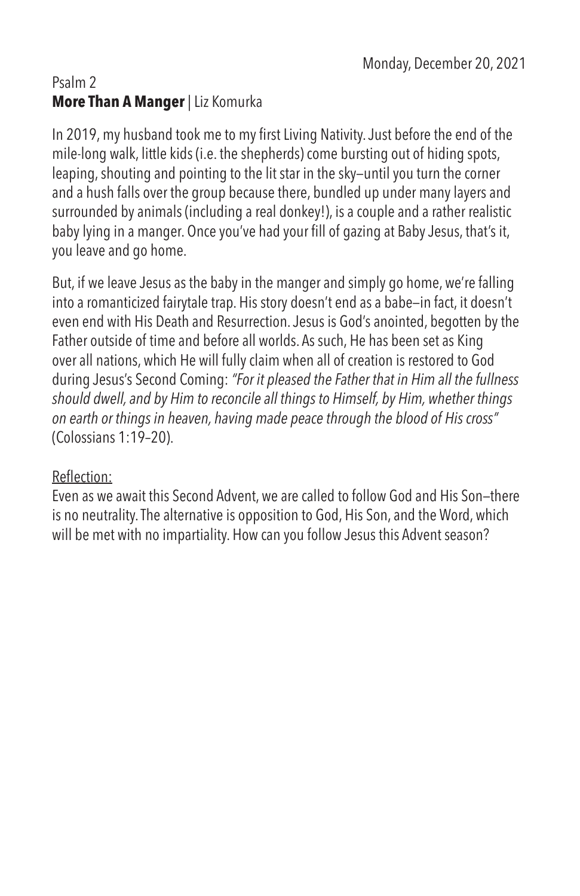Monday, December 20, 2021

Psalm 2

**More Than A Manger** | Liz Komurka

In 2019, my husband took me to my first Living Nativity. Just before the end of the mile-long walk, little kids (i.e. the shepherds) come bursting out of hiding spots, leaping, shouting and pointing to the lit star in the sky—until you turn the corner and a hush falls over the group because there, bundled up under many layers and surrounded by animals (including a real donkey!), is a couple and a rather realistic baby lying in a manger. Once you've had your fill of gazing at Baby Jesus, that's it, you leave and go home.

But, if we leave Jesus as the baby in the manger and simply go home, we're falling into a romanticized fairytale trap. His story doesn't end as a babe—in fact, it doesn't even end with His Death and Resurrection. Jesus is God's anointed, begotten by the Father outside of time and before all worlds. As such, He has been set as King over all nations, which He will fully claim when all of creation is restored to God during Jesus's Second Coming: *"For it pleased the Father that in Him all the fullness should dwell, and by Him to reconcile all things to Himself, by Him, whether things on earth or things in heaven, having made peace through the blood of His cross"* (Colossians 1:19–20).

Reflection:

Even as we await this Second Advent, we are called to follow God and His Son—there is no neutrality. The alternative is opposition to God, His Son, and the Word, which will be met with no impartiality. How can you follow Jesus this Advent season?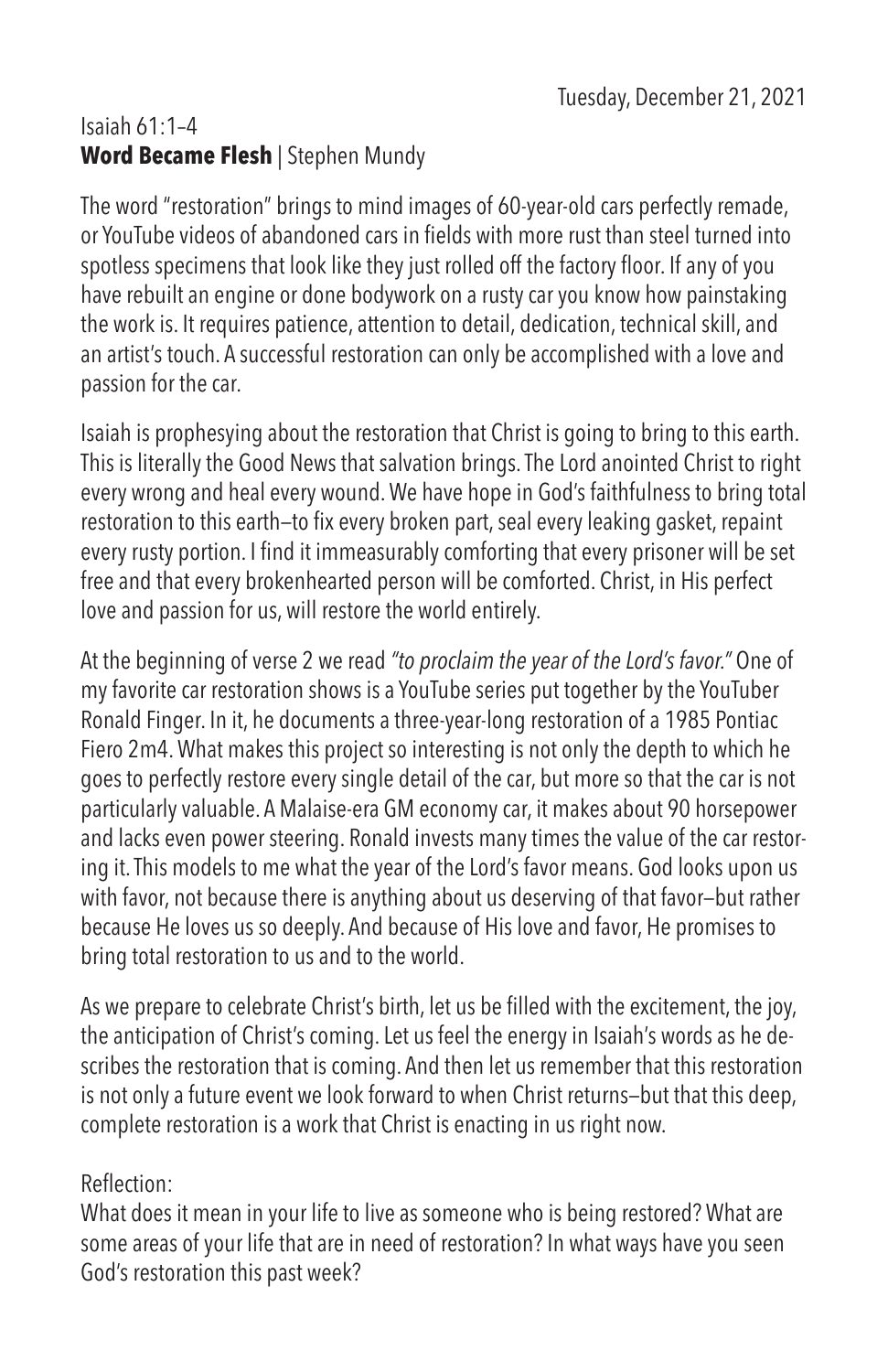Tuesday, December 21, 2021

Isaiah 61:1–4
**Word Became Flesh** | Stephen Mundy

The word "restoration" brings to mind images of 60-year-old cars perfectly remade, or YouTube videos of abandoned cars in fields with more rust than steel turned into spotless specimens that look like they just rolled off the factory floor. If any of you have rebuilt an engine or done bodywork on a rusty car you know how painstaking the work is. It requires patience, attention to detail, dedication, technical skill, and an artist's touch. A successful restoration can only be accomplished with a love and passion for the car.

Isaiah is prophesying about the restoration that Christ is going to bring to this earth. This is literally the Good News that salvation brings. The Lord anointed Christ to right every wrong and heal every wound. We have hope in God's faithfulness to bring total restoration to this earth—to fix every broken part, seal every leaking gasket, repaint every rusty portion. I find it immeasurably comforting that every prisoner will be set free and that every brokenhearted person will be comforted. Christ, in His perfect love and passion for us, will restore the world entirely.

At the beginning of verse 2 we read *"to proclaim the year of the Lord's favor."* One of my favorite car restoration shows is a YouTube series put together by the YouTuber Ronald Finger. In it, he documents a three-year-long restoration of a 1985 Pontiac Fiero 2m4. What makes this project so interesting is not only the depth to which he goes to perfectly restore every single detail of the car, but more so that the car is not particularly valuable. A Malaise-era GM economy car, it makes about 90 horsepower and lacks even power steering. Ronald invests many times the value of the car restoring it. This models to me what the year of the Lord's favor means. God looks upon us with favor, not because there is anything about us deserving of that favor—but rather because He loves us so deeply. And because of His love and favor, He promises to bring total restoration to us and to the world.

As we prepare to celebrate Christ's birth, let us be filled with the excitement, the joy, the anticipation of Christ's coming. Let us feel the energy in Isaiah's words as he describes the restoration that is coming. And then let us remember that this restoration is not only a future event we look forward to when Christ returns—but that this deep, complete restoration is a work that Christ is enacting in us right now.

Reflection:
What does it mean in your life to live as someone who is being restored? What are some areas of your life that are in need of restoration? In what ways have you seen God's restoration this past week?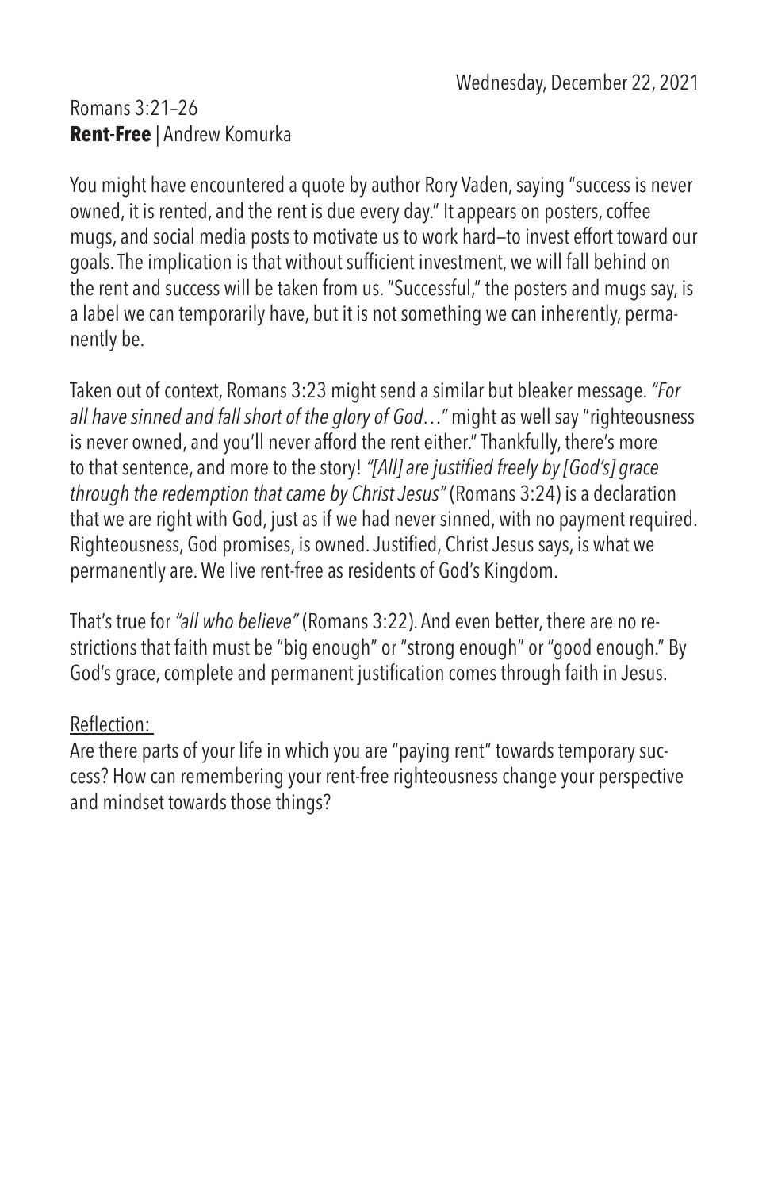Wednesday, December 22, 2021

Romans 3:21–26

**Rent-Free** | Andrew Komurka

You might have encountered a quote by author Rory Vaden, saying "success is never owned, it is rented, and the rent is due every day." It appears on posters, coffee mugs, and social media posts to motivate us to work hard—to invest effort toward our goals. The implication is that without sufficient investment, we will fall behind on the rent and success will be taken from us. "Successful," the posters and mugs say, is a label we can temporarily have, but it is not something we can inherently, permanently be.

Taken out of context, Romans 3:23 might send a similar but bleaker message. *"For all have sinned and fall short of the glory of God…"* might as well say "righteousness is never owned, and you'll never afford the rent either." Thankfully, there's more to that sentence, and more to the story! *"[All] are justified freely by [God's] grace through the redemption that came by Christ Jesus"* (Romans 3:24) is a declaration that we are right with God, just as if we had never sinned, with no payment required. Righteousness, God promises, is owned. Justified, Christ Jesus says, is what we permanently are. We live rent-free as residents of God's Kingdom.

That's true for *"all who believe"* (Romans 3:22). And even better, there are no restrictions that faith must be "big enough" or "strong enough" or "good enough." By God's grace, complete and permanent justification comes through faith in Jesus.

Reflection:

Are there parts of your life in which you are "paying rent" towards temporary success? How can remembering your rent-free righteousness change your perspective and mindset towards those things?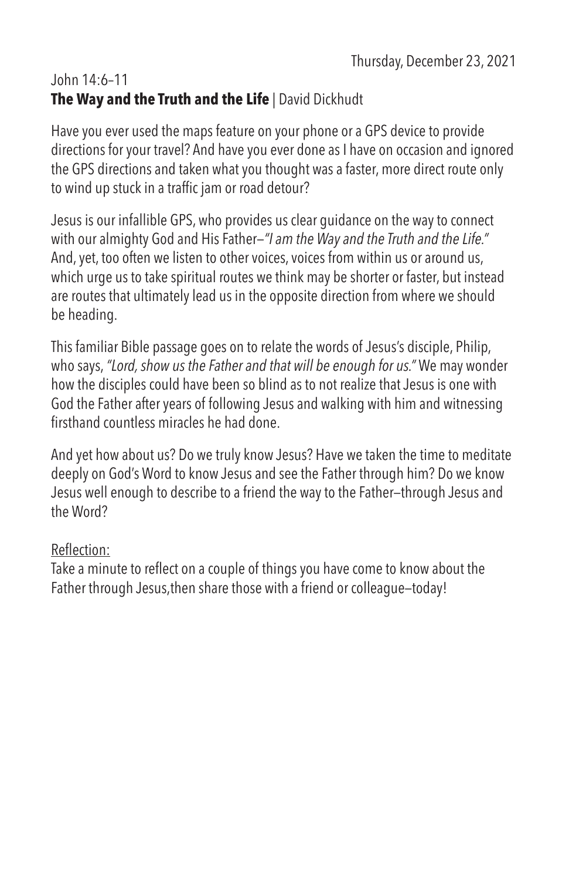Thursday, December 23, 2021

John 14:6–11
**The Way and the Truth and the Life** | David Dickhudt

Have you ever used the maps feature on your phone or a GPS device to provide directions for your travel? And have you ever done as I have on occasion and ignored the GPS directions and taken what you thought was a faster, more direct route only to wind up stuck in a traffic jam or road detour?

Jesus is our infallible GPS, who provides us clear guidance on the way to connect with our almighty God and His Father—*"I am the Way and the Truth and the Life."* And, yet, too often we listen to other voices, voices from within us or around us, which urge us to take spiritual routes we think may be shorter or faster, but instead are routes that ultimately lead us in the opposite direction from where we should be heading.

This familiar Bible passage goes on to relate the words of Jesus's disciple, Philip, who says, *"Lord, show us the Father and that will be enough for us."* We may wonder how the disciples could have been so blind as to not realize that Jesus is one with God the Father after years of following Jesus and walking with him and witnessing firsthand countless miracles he had done.

And yet how about us? Do we truly know Jesus? Have we taken the time to meditate deeply on God's Word to know Jesus and see the Father through him? Do we know Jesus well enough to describe to a friend the way to the Father—through Jesus and the Word?

<u>Reflection:</u>
Take a minute to reflect on a couple of things you have come to know about the Father through Jesus,then share those with a friend or colleague—today!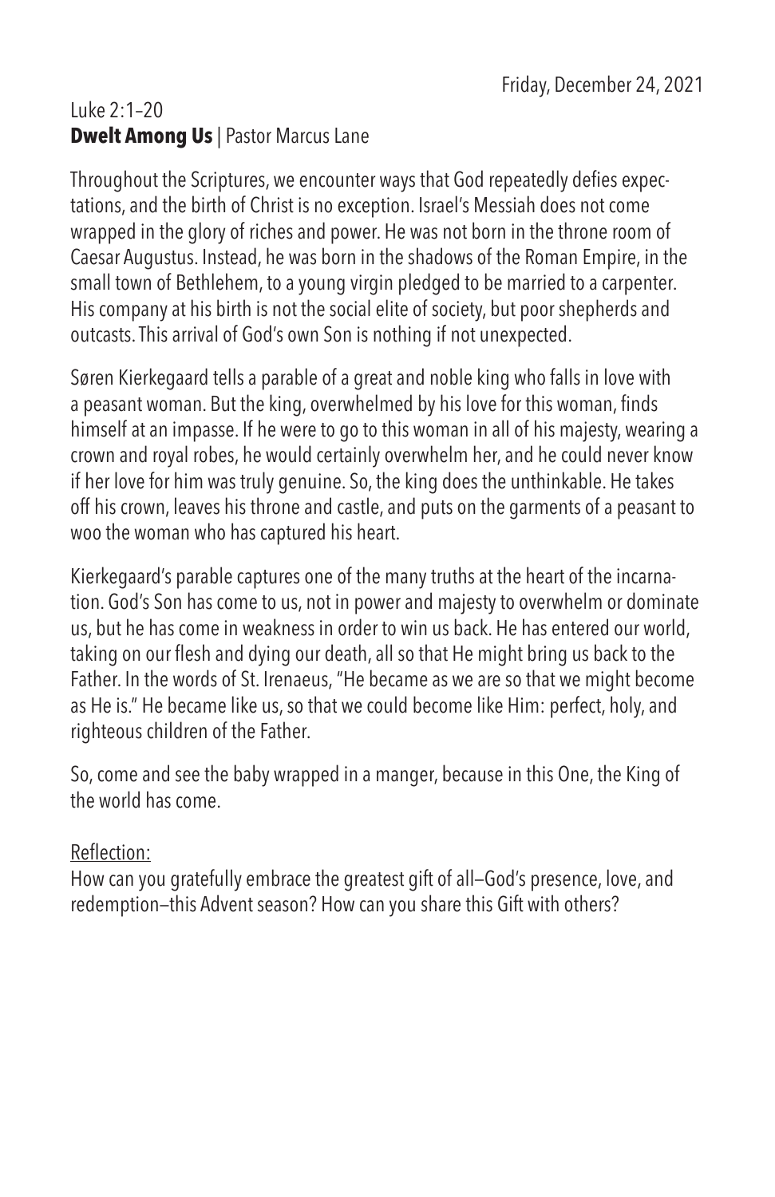Friday, December 24, 2021

Luke 2:1–20

**Dwelt Among Us** | Pastor Marcus Lane

Throughout the Scriptures, we encounter ways that God repeatedly defies expectations, and the birth of Christ is no exception. Israel's Messiah does not come wrapped in the glory of riches and power. He was not born in the throne room of Caesar Augustus. Instead, he was born in the shadows of the Roman Empire, in the small town of Bethlehem, to a young virgin pledged to be married to a carpenter. His company at his birth is not the social elite of society, but poor shepherds and outcasts. This arrival of God's own Son is nothing if not unexpected.

Søren Kierkegaard tells a parable of a great and noble king who falls in love with a peasant woman. But the king, overwhelmed by his love for this woman, finds himself at an impasse. If he were to go to this woman in all of his majesty, wearing a crown and royal robes, he would certainly overwhelm her, and he could never know if her love for him was truly genuine. So, the king does the unthinkable. He takes off his crown, leaves his throne and castle, and puts on the garments of a peasant to woo the woman who has captured his heart.

Kierkegaard's parable captures one of the many truths at the heart of the incarnation. God's Son has come to us, not in power and majesty to overwhelm or dominate us, but he has come in weakness in order to win us back. He has entered our world, taking on our flesh and dying our death, all so that He might bring us back to the Father. In the words of St. Irenaeus, "He became as we are so that we might become as He is." He became like us, so that we could become like Him: perfect, holy, and righteous children of the Father.

So, come and see the baby wrapped in a manger, because in this One, the King of the world has come.

Reflection:

How can you gratefully embrace the greatest gift of all—God's presence, love, and redemption—this Advent season? How can you share this Gift with others?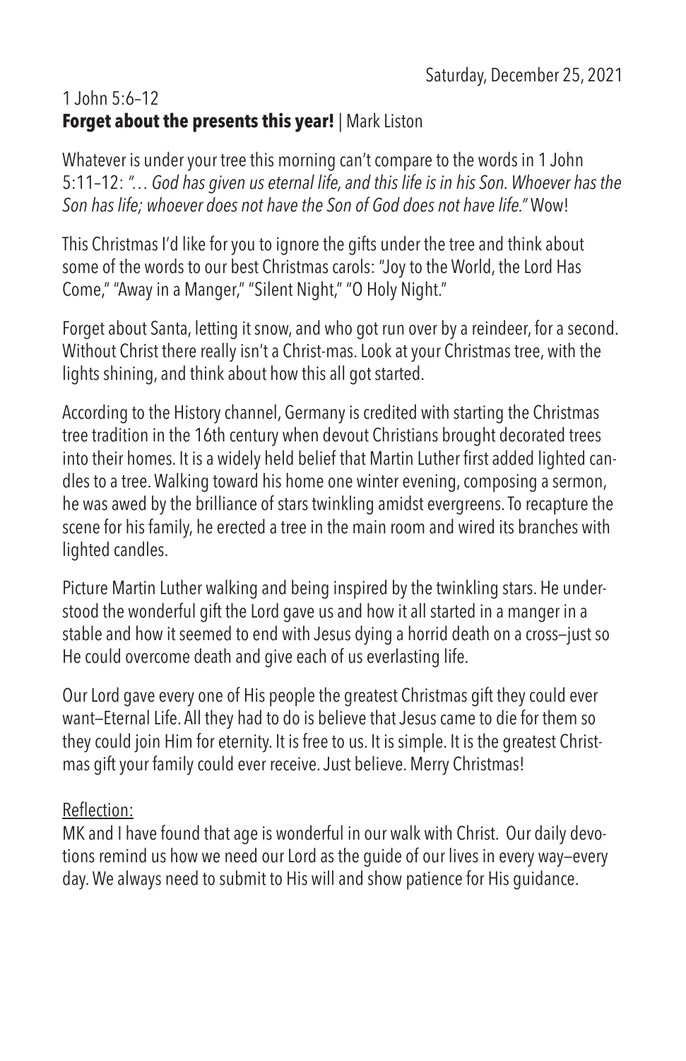Saturday, December 25, 2021

1 John 5:6–12

**Forget about the presents this year!** | Mark Liston

Whatever is under your tree this morning can't compare to the words in 1 John 5:11–12: *"… God has given us eternal life, and this life is in his Son. Whoever has the Son has life; whoever does not have the Son of God does not have life."* Wow!

This Christmas I'd like for you to ignore the gifts under the tree and think about some of the words to our best Christmas carols: "Joy to the World, the Lord Has Come," "Away in a Manger," "Silent Night," "O Holy Night."

Forget about Santa, letting it snow, and who got run over by a reindeer, for a second. Without Christ there really isn't a Christ-mas. Look at your Christmas tree, with the lights shining, and think about how this all got started.

According to the History channel, Germany is credited with starting the Christmas tree tradition in the 16th century when devout Christians brought decorated trees into their homes. It is a widely held belief that Martin Luther first added lighted candles to a tree. Walking toward his home one winter evening, composing a sermon, he was awed by the brilliance of stars twinkling amidst evergreens. To recapture the scene for his family, he erected a tree in the main room and wired its branches with lighted candles.

Picture Martin Luther walking and being inspired by the twinkling stars. He understood the wonderful gift the Lord gave us and how it all started in a manger in a stable and how it seemed to end with Jesus dying a horrid death on a cross—just so He could overcome death and give each of us everlasting life.

Our Lord gave every one of His people the greatest Christmas gift they could ever want—Eternal Life. All they had to do is believe that Jesus came to die for them so they could join Him for eternity. It is free to us. It is simple. It is the greatest Christmas gift your family could ever receive. Just believe. Merry Christmas!

Reflection:

MK and I have found that age is wonderful in our walk with Christ. Our daily devotions remind us how we need our Lord as the guide of our lives in every way—every day. We always need to submit to His will and show patience for His guidance.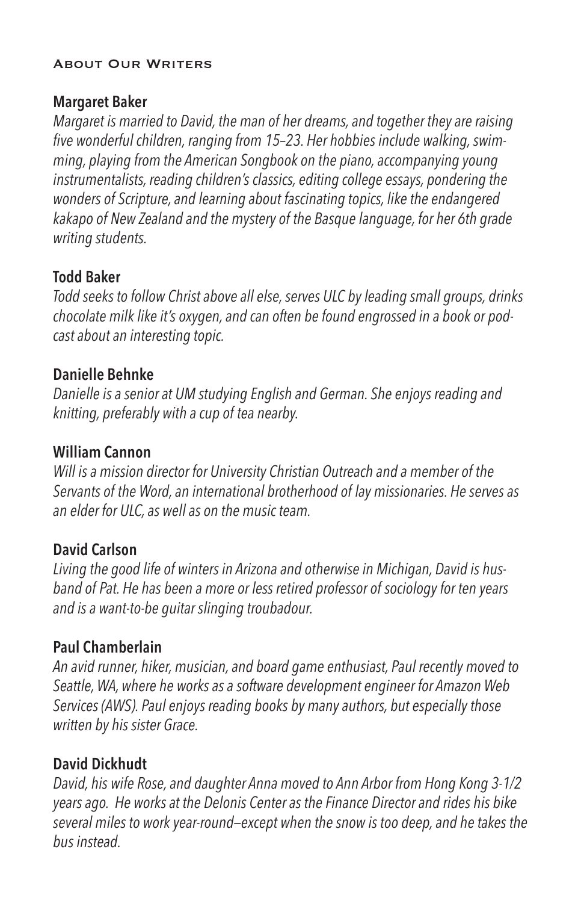## About Our Writers

### Margaret Baker

*Margaret is married to David, the man of her dreams, and together they are raising five wonderful children, ranging from 15–23. Her hobbies include walking, swimming, playing from the American Songbook on the piano, accompanying young instrumentalists, reading children's classics, editing college essays, pondering the wonders of Scripture, and learning about fascinating topics, like the endangered kakapo of New Zealand and the mystery of the Basque language, for her 6th grade writing students.*

### Todd Baker

*Todd seeks to follow Christ above all else, serves ULC by leading small groups, drinks chocolate milk like it's oxygen, and can often be found engrossed in a book or podcast about an interesting topic.*

### Danielle Behnke

*Danielle is a senior at UM studying English and German. She enjoys reading and knitting, preferably with a cup of tea nearby.*

### William Cannon

*Will is a mission director for University Christian Outreach and a member of the Servants of the Word, an international brotherhood of lay missionaries. He serves as an elder for ULC, as well as on the music team.*

### David Carlson

*Living the good life of winters in Arizona and otherwise in Michigan, David is husband of Pat. He has been a more or less retired professor of sociology for ten years and is a want-to-be guitar slinging troubadour.*

### Paul Chamberlain

*An avid runner, hiker, musician, and board game enthusiast, Paul recently moved to Seattle, WA, where he works as a software development engineer for Amazon Web Services (AWS). Paul enjoys reading books by many authors, but especially those written by his sister Grace.*

### David Dickhudt

*David, his wife Rose, and daughter Anna moved to Ann Arbor from Hong Kong 3-1/2 years ago. He works at the Delonis Center as the Finance Director and rides his bike several miles to work year-round—except when the snow is too deep, and he takes the bus instead.*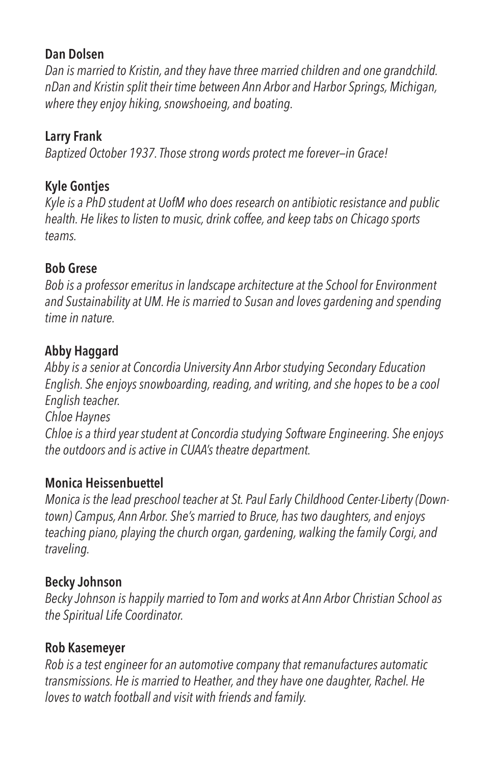**Dan Dolsen**

*Dan is married to Kristin, and they have three married children and one grandchild. nDan and Kristin split their time between Ann Arbor and Harbor Springs, Michigan, where they enjoy hiking, snowshoeing, and boating.*

**Larry Frank**

*Baptized October 1937. Those strong words protect me forever—in Grace!*

**Kyle Gontjes**

*Kyle is a PhD student at UofM who does research on antibiotic resistance and public health. He likes to listen to music, drink coffee, and keep tabs on Chicago sports teams.*

**Bob Grese**

*Bob is a professor emeritus in landscape architecture at the School for Environment and Sustainability at UM. He is married to Susan and loves gardening and spending time in nature.*

**Abby Haggard**

*Abby is a senior at Concordia University Ann Arbor studying Secondary Education English. She enjoys snowboarding, reading, and writing, and she hopes to be a cool English teacher.*

*Chloe Haynes*

*Chloe is a third year student at Concordia studying Software Engineering. She enjoys the outdoors and is active in CUAA's theatre department.*

**Monica Heissenbuettel**

*Monica is the lead preschool teacher at St. Paul Early Childhood Center-Liberty (Downtown) Campus, Ann Arbor. She's married to Bruce, has two daughters, and enjoys teaching piano, playing the church organ, gardening, walking the family Corgi, and traveling.*

**Becky Johnson**

*Becky Johnson is happily married to Tom and works at Ann Arbor Christian School as the Spiritual Life Coordinator.*

**Rob Kasemeyer**

*Rob is a test engineer for an automotive company that remanufactures automatic transmissions. He is married to Heather, and they have one daughter, Rachel. He loves to watch football and visit with friends and family.*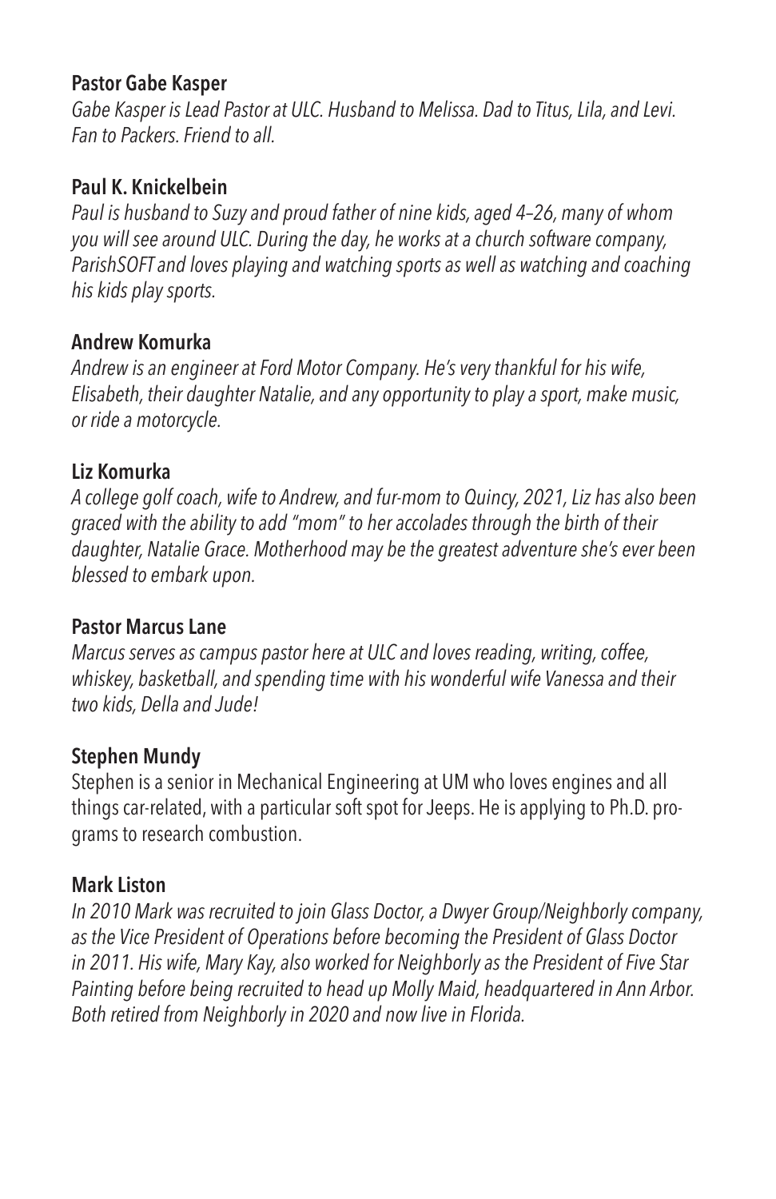**Pastor Gabe Kasper**

*Gabe Kasper is Lead Pastor at ULC. Husband to Melissa. Dad to Titus, Lila, and Levi. Fan to Packers. Friend to all.*

**Paul K. Knickelbein**

*Paul is husband to Suzy and proud father of nine kids, aged 4–26, many of whom you will see around ULC. During the day, he works at a church software company, ParishSOFT and loves playing and watching sports as well as watching and coaching his kids play sports.*

**Andrew Komurka**

*Andrew is an engineer at Ford Motor Company. He's very thankful for his wife, Elisabeth, their daughter Natalie, and any opportunity to play a sport, make music, or ride a motorcycle.*

**Liz Komurka**

*A college golf coach, wife to Andrew, and fur-mom to Quincy, 2021, Liz has also been graced with the ability to add "mom" to her accolades through the birth of their daughter, Natalie Grace. Motherhood may be the greatest adventure she's ever been blessed to embark upon.*

**Pastor Marcus Lane**

*Marcus serves as campus pastor here at ULC and loves reading, writing, coffee, whiskey, basketball, and spending time with his wonderful wife Vanessa and their two kids, Della and Jude!*

**Stephen Mundy**

Stephen is a senior in Mechanical Engineering at UM who loves engines and all things car-related, with a particular soft spot for Jeeps. He is applying to Ph.D. programs to research combustion.

**Mark Liston**

*In 2010 Mark was recruited to join Glass Doctor, a Dwyer Group/Neighborly company, as the Vice President of Operations before becoming the President of Glass Doctor in 2011. His wife, Mary Kay, also worked for Neighborly as the President of Five Star Painting before being recruited to head up Molly Maid, headquartered in Ann Arbor. Both retired from Neighborly in 2020 and now live in Florida.*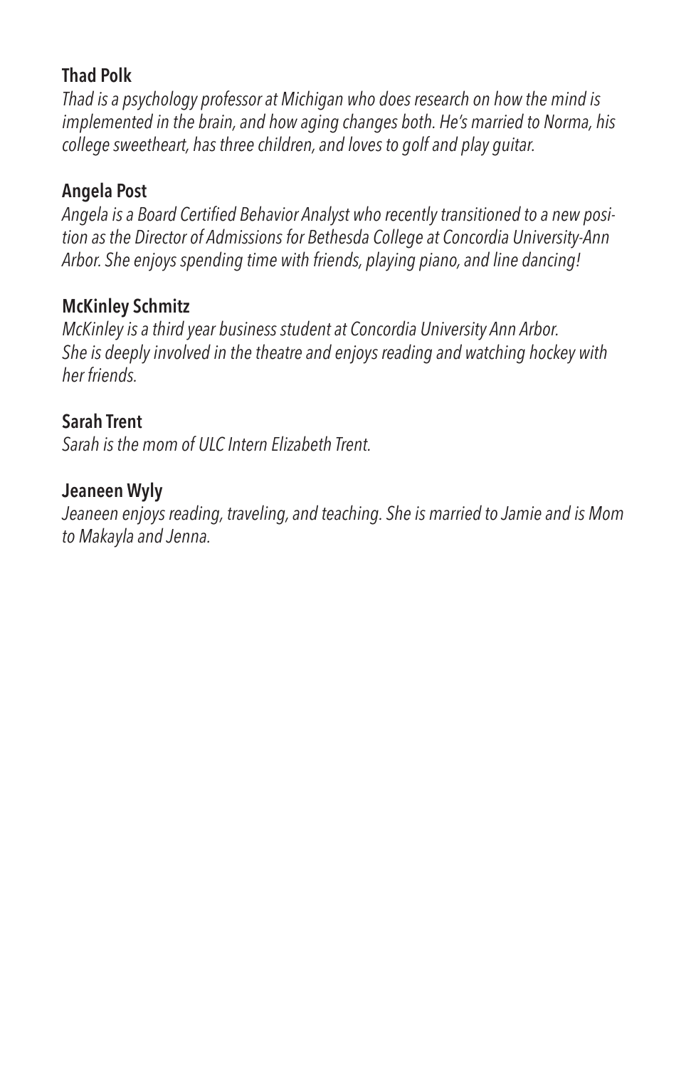**Thad Polk**

*Thad is a psychology professor at Michigan who does research on how the mind is implemented in the brain, and how aging changes both. He's married to Norma, his college sweetheart, has three children, and loves to golf and play guitar.*

**Angela Post**

*Angela is a Board Certified Behavior Analyst who recently transitioned to a new position as the Director of Admissions for Bethesda College at Concordia University-Ann Arbor. She enjoys spending time with friends, playing piano, and line dancing!*

**McKinley Schmitz**

*McKinley is a third year business student at Concordia University Ann Arbor. She is deeply involved in the theatre and enjoys reading and watching hockey with her friends.*

**Sarah Trent**

*Sarah is the mom of ULC Intern Elizabeth Trent.*

**Jeaneen Wyly**

*Jeaneen enjoys reading, traveling, and teaching. She is married to Jamie and is Mom to Makayla and Jenna.*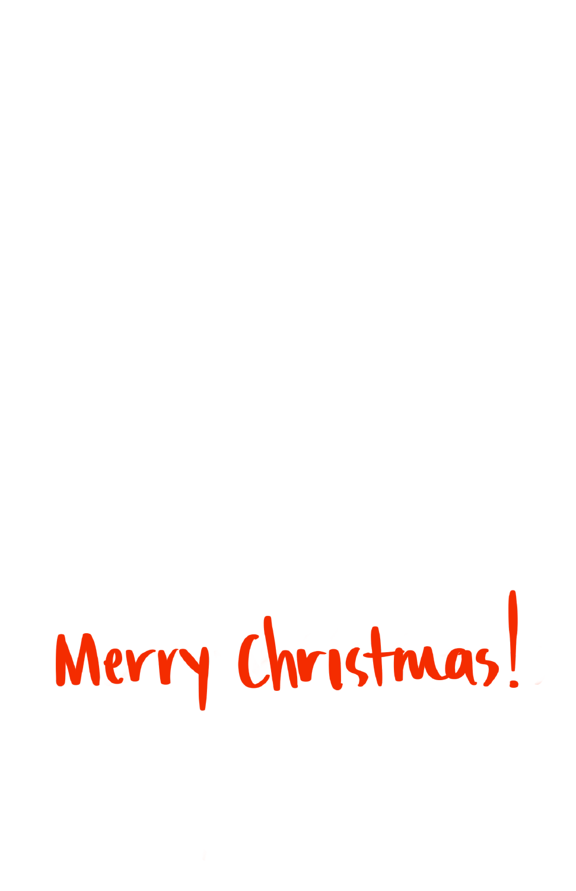Merry Christmas!